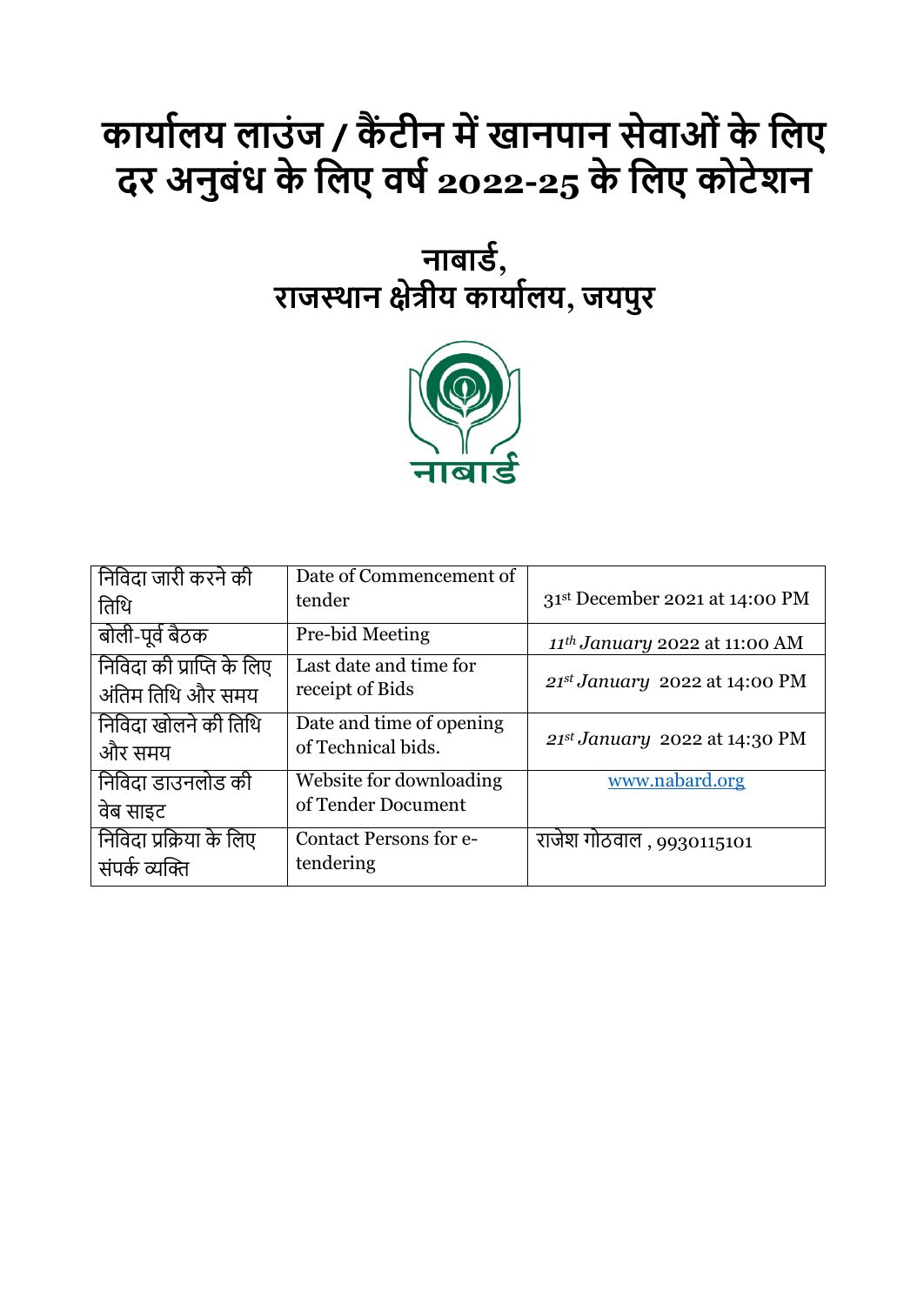# कार्यालय लाउंज / कैंटीन में खानपान सेवाओं के लिए दर अनुबंध के लिए वर्ष 2022-25 के लिए कोटेशन

## नाबार्ड,
## राजस्थान क्षेत्रीय कार्यालय, जयपुर

| निविदा जारी करने की तिथि | Date of Commencement of tender | 31st December 2021 at 14:00 PM |
|---|---|---|
| बोली-पूर्व बैठक | Pre-bid Meeting | *11th January* 2022 at 11:00 AM |
| निविदा की प्राप्ति के लिए अंतिम तिथि और समय | Last date and time for receipt of Bids | *21st January* 2022 at 14:00 PM |
| निविदा खोलने की तिथि और समय | Date and time of opening of Technical bids. | *21st January* 2022 at 14:30 PM |
| निविदा डाउनलोड की वेब साइट | Website for downloading of Tender Document | www.nabard.org |
| निविदा प्रक्रिया के लिए संपर्क व्यक्ति | Contact Persons for e-tendering | राजेश गोठवाल , 9930115101 |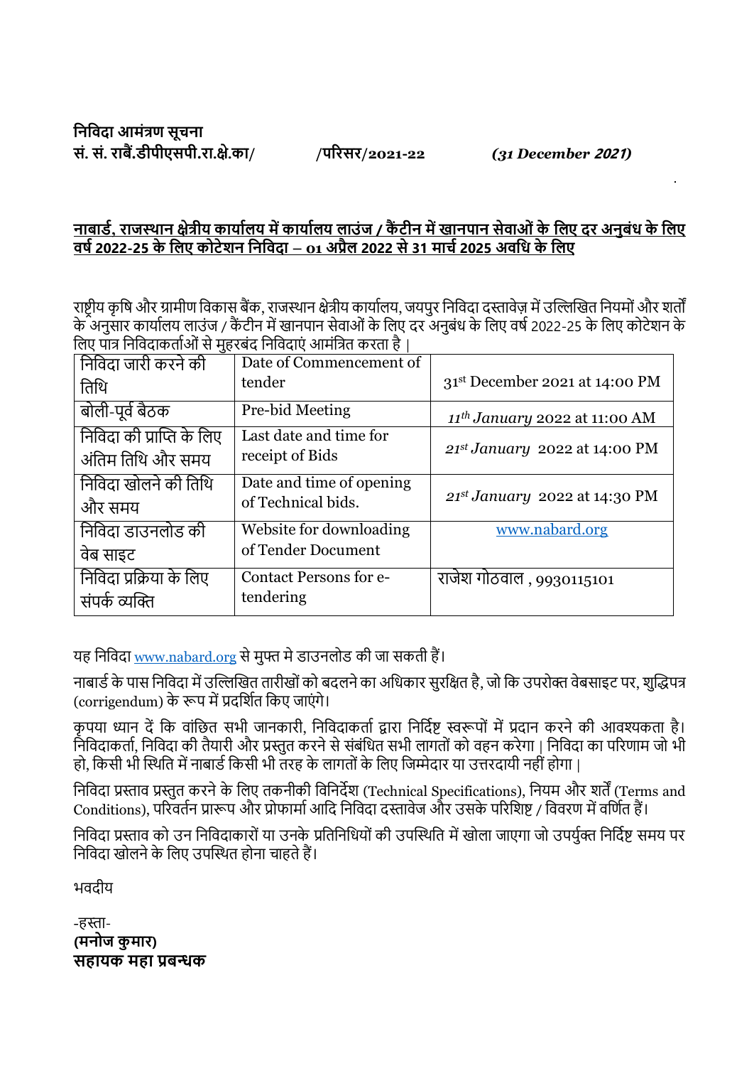**निविदा आमंत्रण सूचना**
**सं. सं. राबैं.डीपीएसपी.रा.क्षे.का/ /परिसर/2021-22** ***(31 December 2021)***

**<u>नाबार्ड, राजस्थान क्षेत्रीय कार्यालय में कार्यालय लाउंज / कैंटीन में खानपान सेवाओं के लिए दर अनुबंध के लिए वर्ष 2022-25 के लिए कोटेशन निविदा – 01 अप्रैल 2022 से 31 मार्च 2025 अवधि के लिए</u>**

राष्ट्रीय कृषि और ग्रामीण विकास बैंक, राजस्थान क्षेत्रीय कार्यालय, जयपुर निविदा दस्तावेज़ में उल्लिखित नियमों और शर्तों के अनुसार कार्यालय लाउंज / कैंटीन में खानपान सेवाओं के लिए दर अनुबंध के लिए वर्ष 2022-25 के लिए कोटेशन के लिए पात्र निविदाकर्ताओं से मुहरबंद निविदाएं आमंत्रित करता है |

| निविदा जारी करने की तिथि | Date of Commencement of tender | 31st December 2021 at 14:00 PM |
|---|---|---|
| बोली-पूर्व बैठक | Pre-bid Meeting | *11th January* 2022 at 11:00 AM |
| निविदा की प्राप्ति के लिए अंतिम तिथि और समय | Last date and time for receipt of Bids | *21st January* 2022 at 14:00 PM |
| निविदा खोलने की तिथि और समय | Date and time of opening of Technical bids. | *21st January* 2022 at 14:30 PM |
| निविदा डाउनलोड की वेब साइट | Website for downloading of Tender Document | www.nabard.org |
| निविदा प्रक्रिया के लिए संपर्क व्यक्ति | Contact Persons for e-tendering | राजेश गोठवाल , 9930115101 |

यह निविदा www.nabard.org से मुफ्त मे डाउनलोड की जा सकती हैं।

नाबार्ड के पास निविदा में उल्लिखित तारीखों को बदलने का अधिकार सुरक्षित है, जो कि उपरोक्त वेबसाइट पर, शुद्धिपत्र (corrigendum) के रूप में प्रदर्शित किए जाएंगे।

कृपया ध्यान दें कि वांछित सभी जानकारी, निविदाकर्ता द्वारा निर्दिष्ट स्वरूपों में प्रदान करने की आवश्यकता है। निविदाकर्ता, निविदा की तैयारी और प्रस्तुत करने से संबंधित सभी लागतों को वहन करेगा | निविदा का परिणाम जो भी हो, किसी भी स्थिति में नाबार्ड किसी भी तरह के लागतों के लिए जिम्मेदार या उत्तरदायी नहीं होगा |

निविदा प्रस्ताव प्रस्तुत करने के लिए तकनीकी विनिर्देश (Technical Specifications), नियम और शर्तें (Terms and Conditions), परिवर्तन प्रारूप और प्रोफार्मा आदि निविदा दस्तावेज और उसके परिशिष्ट / विवरण में वर्णित हैं।

निविदा प्रस्ताव को उन निविदाकारों या उनके प्रतिनिधियों की उपस्थिति में खोला जाएगा जो उपर्युक्त निर्दिष्ट समय पर निविदा खोलने के लिए उपस्थित होना चाहते हैं।

भवदीय

-हस्ता-
**(मनोज कुमार)**
**सहायक महा प्रबन्धक**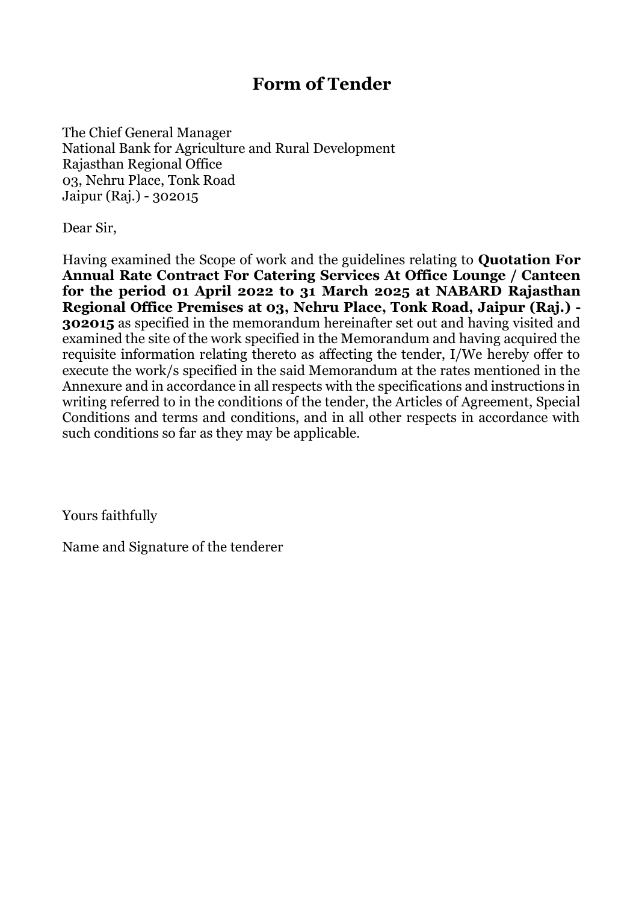# Form of Tender

The Chief General Manager
National Bank for Agriculture and Rural Development
Rajasthan Regional Office
03, Nehru Place, Tonk Road
Jaipur (Raj.) - 302015

Dear Sir,

Having examined the Scope of work and the guidelines relating to **Quotation For Annual Rate Contract For Catering Services At Office Lounge / Canteen for the period 01 April 2022 to 31 March 2025 at NABARD Rajasthan Regional Office Premises at 03, Nehru Place, Tonk Road, Jaipur (Raj.) - 302015** as specified in the memorandum hereinafter set out and having visited and examined the site of the work specified in the Memorandum and having acquired the requisite information relating thereto as affecting the tender, I/We hereby offer to execute the work/s specified in the said Memorandum at the rates mentioned in the Annexure and in accordance in all respects with the specifications and instructions in writing referred to in the conditions of the tender, the Articles of Agreement, Special Conditions and terms and conditions, and in all other respects in accordance with such conditions so far as they may be applicable.

Yours faithfully

Name and Signature of the tenderer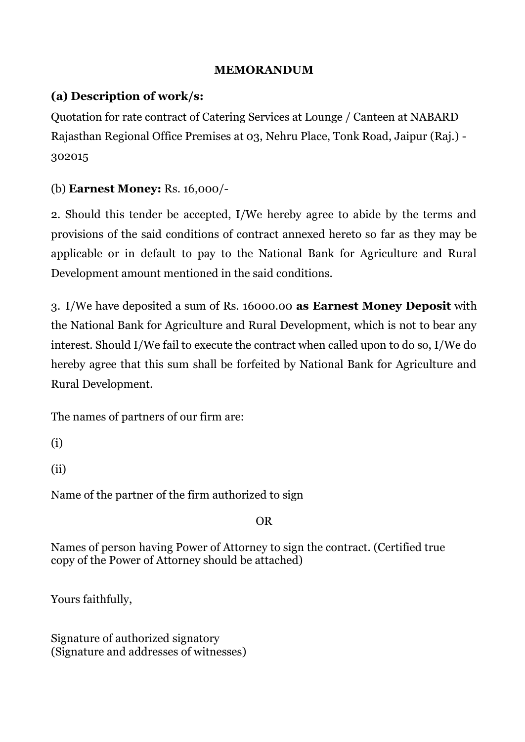# MEMORANDUM

**(a) Description of work/s:**

Quotation for rate contract of Catering Services at Lounge / Canteen at NABARD Rajasthan Regional Office Premises at 03, Nehru Place, Tonk Road, Jaipur (Raj.) - 302015

(b) **Earnest Money:** Rs. 16,000/-

2. Should this tender be accepted, I/We hereby agree to abide by the terms and provisions of the said conditions of contract annexed hereto so far as they may be applicable or in default to pay to the National Bank for Agriculture and Rural Development amount mentioned in the said conditions.

3. I/We have deposited a sum of Rs. 16000.00 **as Earnest Money Deposit** with the National Bank for Agriculture and Rural Development, which is not to bear any interest. Should I/We fail to execute the contract when called upon to do so, I/We do hereby agree that this sum shall be forfeited by National Bank for Agriculture and Rural Development.

The names of partners of our firm are:

(i)

(ii)

Name of the partner of the firm authorized to sign

OR

Names of person having Power of Attorney to sign the contract. (Certified true copy of the Power of Attorney should be attached)

Yours faithfully,

Signature of authorized signatory
(Signature and addresses of witnesses)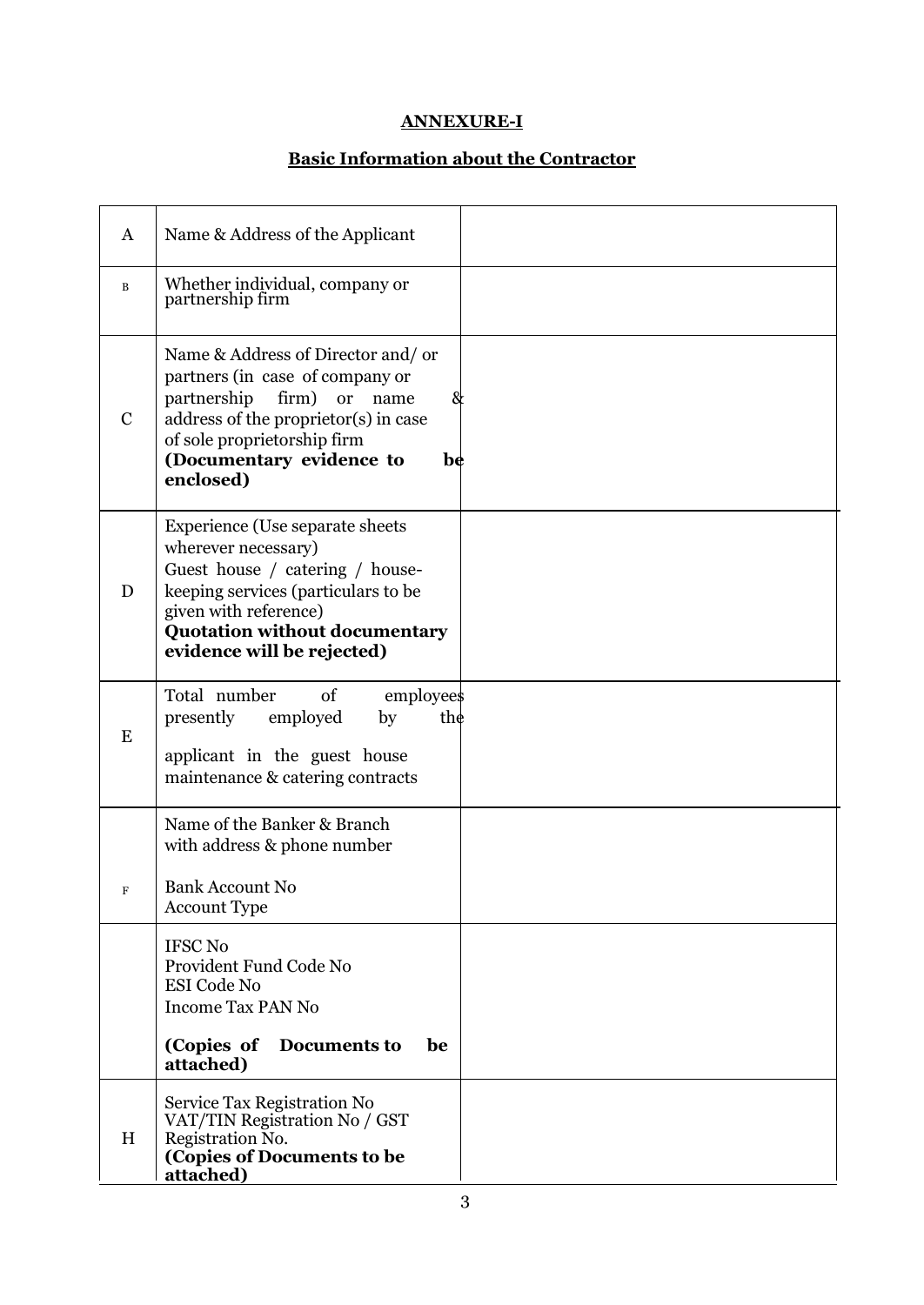## ANNEXURE-I

## Basic Information about the Contractor

| | | |
|---|---|---|
| A | Name & Address of the Applicant | |
| B | Whether individual, company or partnership firm | |
| C | Name & Address of Director and/ or partners (in case of company or partnership firm) or name & address of the proprietor(s) in case of sole proprietorship firm **(Documentary evidence to be enclosed)** | |
| D | Experience (Use separate sheets wherever necessary) Guest house / catering / house-keeping services (particulars to be given with reference) **Quotation without documentary evidence will be rejected)** | |
| E | Total number of employees presently employed by the applicant in the guest house maintenance & catering contracts | |
| F | Name of the Banker & Branch with address & phone number<br><br>Bank Account No<br>Account Type | |
| | IFSC No<br>Provident Fund Code No<br>ESI Code No<br>Income Tax PAN No<br><br>**(Copies of Documents to be attached)** | |
| H | Service Tax Registration No<br>VAT/TIN Registration No / GST Registration No.<br>**(Copies of Documents to be attached)** | |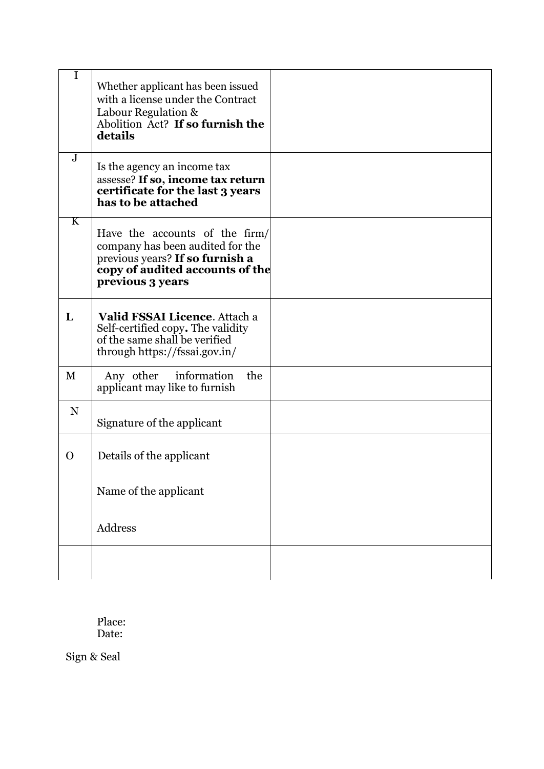| | | |
|---|---|---|
| I | Whether applicant has been issued with a license under the Contract Labour Regulation & Abolition Act? **If so furnish the details** | |
| J | Is the agency an income tax assesse? **If so, income tax return certificate for the last 3 years has to be attached** | |
| K | Have the accounts of the firm/ company has been audited for the previous years? **If so furnish a copy of audited accounts of the previous 3 years** | |
| **L** | **Valid FSSAI Licence**. Attach a Self-certified copy**.** The validity of the same shall be verified through https://fssai.gov.in/ | |
| M | Any other information the applicant may like to furnish | |
| N | Signature of the applicant | |
| O | Details of the applicant<br><br>Name of the applicant<br><br>Address | |
| | | |

Place:
Date:

Sign & Seal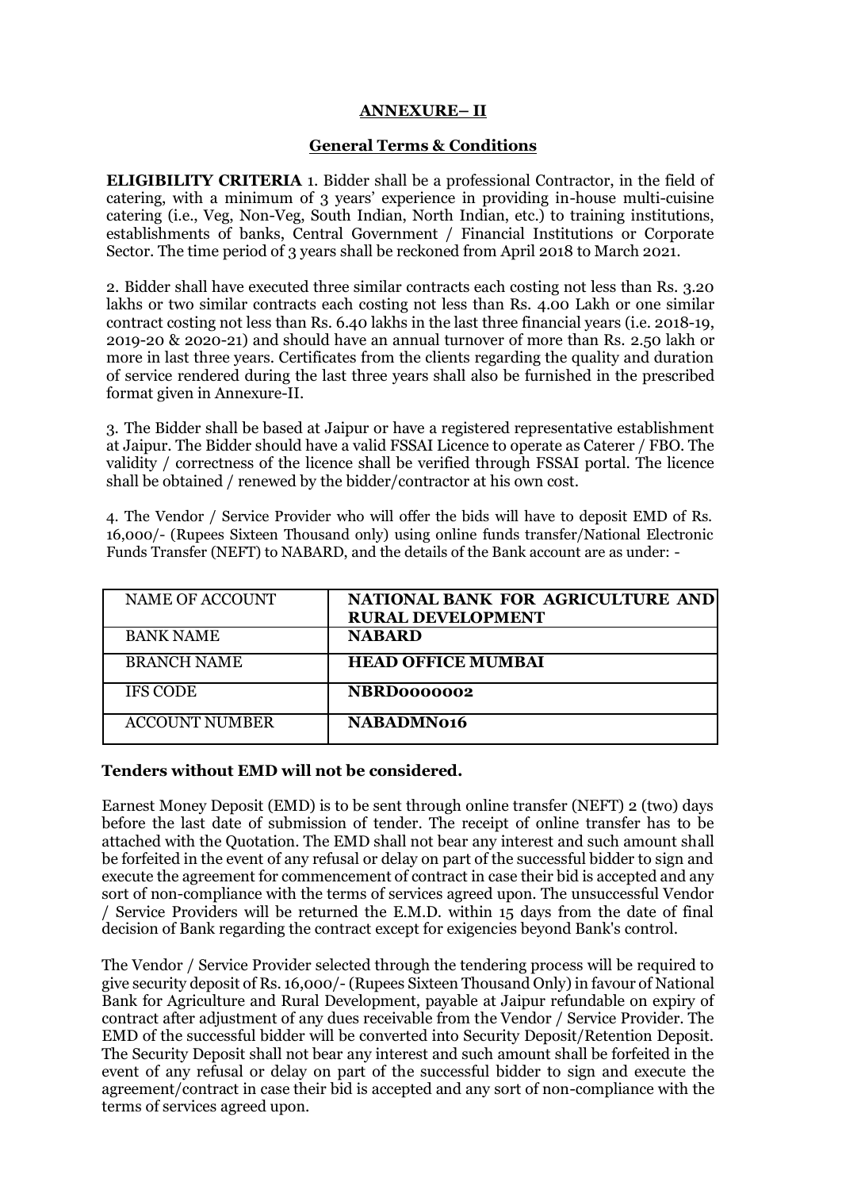## ANNEXURE– II

### General Terms & Conditions

**ELIGIBILITY CRITERIA** 1. Bidder shall be a professional Contractor, in the field of catering, with a minimum of 3 years' experience in providing in-house multi-cuisine catering (i.e., Veg, Non-Veg, South Indian, North Indian, etc.) to training institutions, establishments of banks, Central Government / Financial Institutions or Corporate Sector. The time period of 3 years shall be reckoned from April 2018 to March 2021.

2. Bidder shall have executed three similar contracts each costing not less than Rs. 3.20 lakhs or two similar contracts each costing not less than Rs. 4.00 Lakh or one similar contract costing not less than Rs. 6.40 lakhs in the last three financial years (i.e. 2018-19, 2019-20 & 2020-21) and should have an annual turnover of more than Rs. 2.50 lakh or more in last three years. Certificates from the clients regarding the quality and duration of service rendered during the last three years shall also be furnished in the prescribed format given in Annexure-II.

3. The Bidder shall be based at Jaipur or have a registered representative establishment at Jaipur. The Bidder should have a valid FSSAI Licence to operate as Caterer / FBO. The validity / correctness of the licence shall be verified through FSSAI portal. The licence shall be obtained / renewed by the bidder/contractor at his own cost.

4. The Vendor / Service Provider who will offer the bids will have to deposit EMD of Rs. 16,000/- (Rupees Sixteen Thousand only) using online funds transfer/National Electronic Funds Transfer (NEFT) to NABARD, and the details of the Bank account are as under: -

| NAME OF ACCOUNT | **NATIONAL BANK FOR AGRICULTURE AND RURAL DEVELOPMENT** |
|---|---|
| BANK NAME | **NABARD** |
| BRANCH NAME | **HEAD OFFICE MUMBAI** |
| IFS CODE | **NBRD0000002** |
| ACCOUNT NUMBER | **NABADMN016** |

**Tenders without EMD will not be considered.**

Earnest Money Deposit (EMD) is to be sent through online transfer (NEFT) 2 (two) days before the last date of submission of tender. The receipt of online transfer has to be attached with the Quotation. The EMD shall not bear any interest and such amount shall be forfeited in the event of any refusal or delay on part of the successful bidder to sign and execute the agreement for commencement of contract in case their bid is accepted and any sort of non-compliance with the terms of services agreed upon. The unsuccessful Vendor / Service Providers will be returned the E.M.D. within 15 days from the date of final decision of Bank regarding the contract except for exigencies beyond Bank's control.

The Vendor / Service Provider selected through the tendering process will be required to give security deposit of Rs. 16,000/- (Rupees Sixteen Thousand Only) in favour of National Bank for Agriculture and Rural Development, payable at Jaipur refundable on expiry of contract after adjustment of any dues receivable from the Vendor / Service Provider. The EMD of the successful bidder will be converted into Security Deposit/Retention Deposit. The Security Deposit shall not bear any interest and such amount shall be forfeited in the event of any refusal or delay on part of the successful bidder to sign and execute the agreement/contract in case their bid is accepted and any sort of non-compliance with the terms of services agreed upon.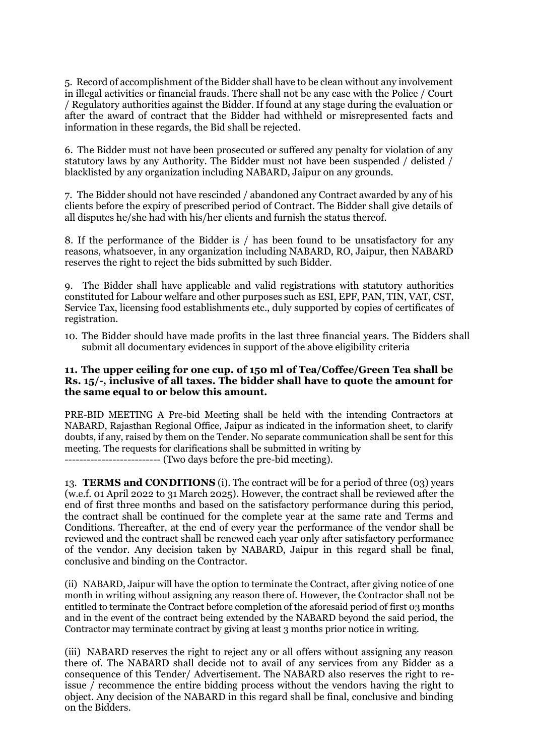5. Record of accomplishment of the Bidder shall have to be clean without any involvement in illegal activities or financial frauds. There shall not be any case with the Police / Court / Regulatory authorities against the Bidder. If found at any stage during the evaluation or after the award of contract that the Bidder had withheld or misrepresented facts and information in these regards, the Bid shall be rejected.

6. The Bidder must not have been prosecuted or suffered any penalty for violation of any statutory laws by any Authority. The Bidder must not have been suspended / delisted / blacklisted by any organization including NABARD, Jaipur on any grounds.

7. The Bidder should not have rescinded / abandoned any Contract awarded by any of his clients before the expiry of prescribed period of Contract. The Bidder shall give details of all disputes he/she had with his/her clients and furnish the status thereof.

8. If the performance of the Bidder is / has been found to be unsatisfactory for any reasons, whatsoever, in any organization including NABARD, RO, Jaipur, then NABARD reserves the right to reject the bids submitted by such Bidder.

9. The Bidder shall have applicable and valid registrations with statutory authorities constituted for Labour welfare and other purposes such as ESI, EPF, PAN, TIN, VAT, CST, Service Tax, licensing food establishments etc., duly supported by copies of certificates of registration.

10. The Bidder should have made profits in the last three financial years. The Bidders shall submit all documentary evidences in support of the above eligibility criteria

**11. The upper ceiling for one cup. of 150 ml of Tea/Coffee/Green Tea shall be Rs. 15/-, inclusive of all taxes. The bidder shall have to quote the amount for the same equal to or below this amount.**

PRE-BID MEETING A Pre-bid Meeting shall be held with the intending Contractors at NABARD, Rajasthan Regional Office, Jaipur as indicated in the information sheet, to clarify doubts, if any, raised by them on the Tender. No separate communication shall be sent for this meeting. The requests for clarifications shall be submitted in writing by
------------------------- (Two days before the pre-bid meeting).

13. **TERMS and CONDITIONS** (i). The contract will be for a period of three (03) years (w.e.f. 01 April 2022 to 31 March 2025). However, the contract shall be reviewed after the end of first three months and based on the satisfactory performance during this period, the contract shall be continued for the complete year at the same rate and Terms and Conditions. Thereafter, at the end of every year the performance of the vendor shall be reviewed and the contract shall be renewed each year only after satisfactory performance of the vendor. Any decision taken by NABARD, Jaipur in this regard shall be final, conclusive and binding on the Contractor.

(ii) NABARD, Jaipur will have the option to terminate the Contract, after giving notice of one month in writing without assigning any reason there of. However, the Contractor shall not be entitled to terminate the Contract before completion of the aforesaid period of first 03 months and in the event of the contract being extended by the NABARD beyond the said period, the Contractor may terminate contract by giving at least 3 months prior notice in writing.

(iii) NABARD reserves the right to reject any or all offers without assigning any reason there of. The NABARD shall decide not to avail of any services from any Bidder as a consequence of this Tender/ Advertisement. The NABARD also reserves the right to re-issue / recommence the entire bidding process without the vendors having the right to object. Any decision of the NABARD in this regard shall be final, conclusive and binding on the Bidders.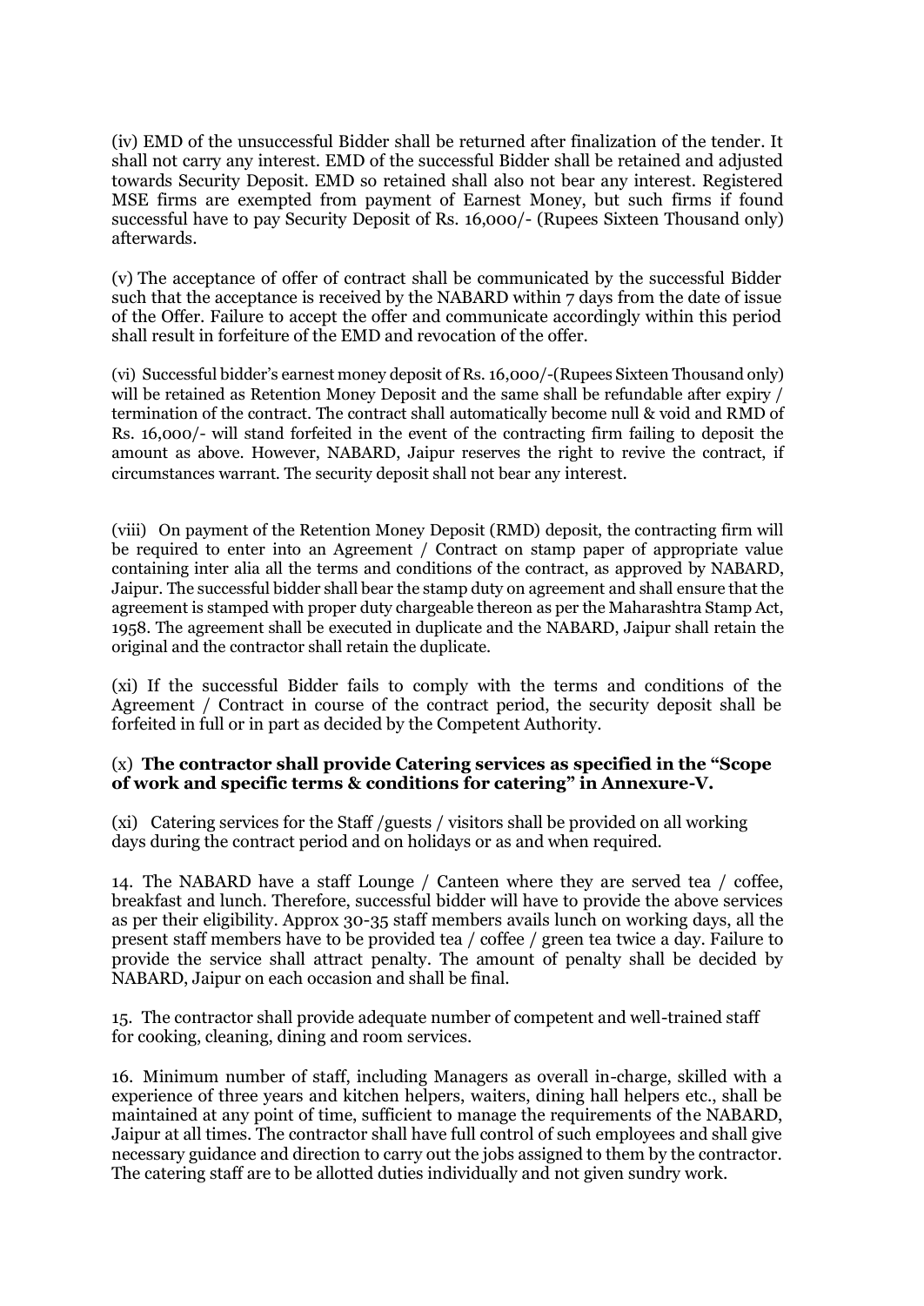(iv) EMD of the unsuccessful Bidder shall be returned after finalization of the tender. It shall not carry any interest. EMD of the successful Bidder shall be retained and adjusted towards Security Deposit. EMD so retained shall also not bear any interest. Registered MSE firms are exempted from payment of Earnest Money, but such firms if found successful have to pay Security Deposit of Rs. 16,000/- (Rupees Sixteen Thousand only) afterwards.

(v) The acceptance of offer of contract shall be communicated by the successful Bidder such that the acceptance is received by the NABARD within 7 days from the date of issue of the Offer. Failure to accept the offer and communicate accordingly within this period shall result in forfeiture of the EMD and revocation of the offer.

(vi) Successful bidder's earnest money deposit of Rs. 16,000/-(Rupees Sixteen Thousand only) will be retained as Retention Money Deposit and the same shall be refundable after expiry / termination of the contract. The contract shall automatically become null & void and RMD of Rs. 16,000/- will stand forfeited in the event of the contracting firm failing to deposit the amount as above. However, NABARD, Jaipur reserves the right to revive the contract, if circumstances warrant. The security deposit shall not bear any interest.

(viii) On payment of the Retention Money Deposit (RMD) deposit, the contracting firm will be required to enter into an Agreement / Contract on stamp paper of appropriate value containing inter alia all the terms and conditions of the contract, as approved by NABARD, Jaipur. The successful bidder shall bear the stamp duty on agreement and shall ensure that the agreement is stamped with proper duty chargeable thereon as per the Maharashtra Stamp Act, 1958. The agreement shall be executed in duplicate and the NABARD, Jaipur shall retain the original and the contractor shall retain the duplicate.

(xi) If the successful Bidder fails to comply with the terms and conditions of the Agreement / Contract in course of the contract period, the security deposit shall be forfeited in full or in part as decided by the Competent Authority.

(x) **The contractor shall provide Catering services as specified in the "Scope of work and specific terms & conditions for catering" in Annexure-V.**

(xi) Catering services for the Staff /guests / visitors shall be provided on all working days during the contract period and on holidays or as and when required.

14. The NABARD have a staff Lounge / Canteen where they are served tea / coffee, breakfast and lunch. Therefore, successful bidder will have to provide the above services as per their eligibility. Approx 30-35 staff members avails lunch on working days, all the present staff members have to be provided tea / coffee / green tea twice a day. Failure to provide the service shall attract penalty. The amount of penalty shall be decided by NABARD, Jaipur on each occasion and shall be final.

15. The contractor shall provide adequate number of competent and well-trained staff for cooking, cleaning, dining and room services.

16. Minimum number of staff, including Managers as overall in-charge, skilled with a experience of three years and kitchen helpers, waiters, dining hall helpers etc., shall be maintained at any point of time, sufficient to manage the requirements of the NABARD, Jaipur at all times. The contractor shall have full control of such employees and shall give necessary guidance and direction to carry out the jobs assigned to them by the contractor. The catering staff are to be allotted duties individually and not given sundry work.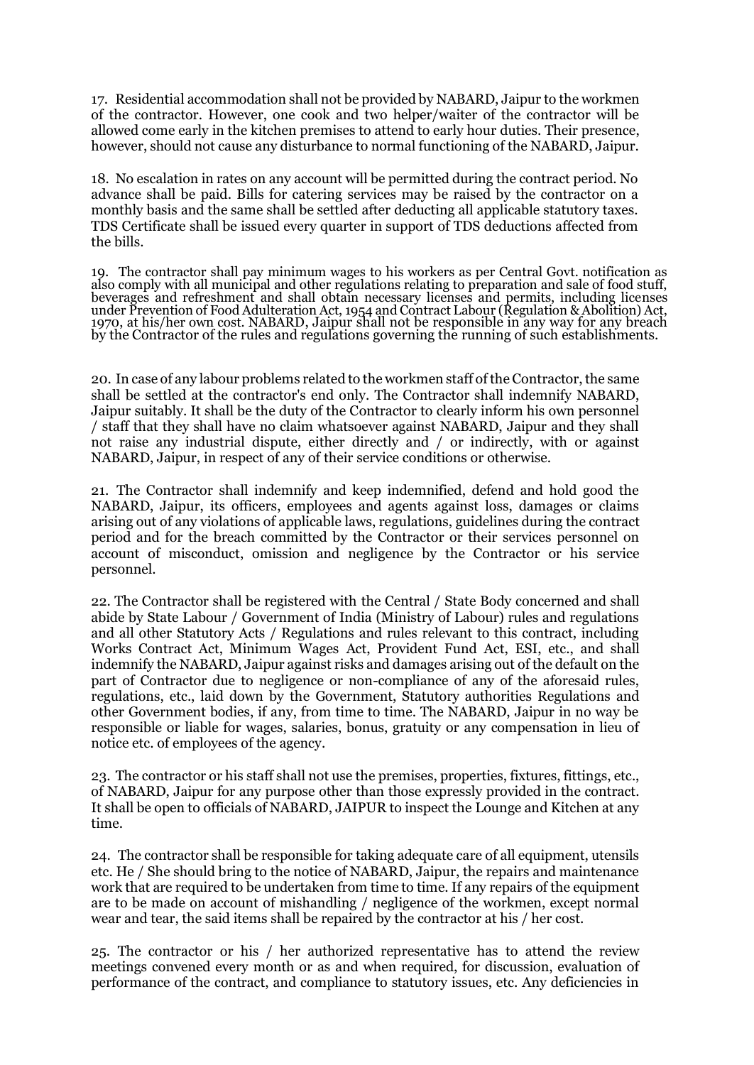17. Residential accommodation shall not be provided by NABARD, Jaipur to the workmen of the contractor. However, one cook and two helper/waiter of the contractor will be allowed come early in the kitchen premises to attend to early hour duties. Their presence, however, should not cause any disturbance to normal functioning of the NABARD, Jaipur.

18. No escalation in rates on any account will be permitted during the contract period. No advance shall be paid. Bills for catering services may be raised by the contractor on a monthly basis and the same shall be settled after deducting all applicable statutory taxes. TDS Certificate shall be issued every quarter in support of TDS deductions affected from the bills.

19. The contractor shall pay minimum wages to his workers as per Central Govt. notification as also comply with all municipal and other regulations relating to preparation and sale of food stuff, beverages and refreshment and shall obtain necessary licenses and permits, including licenses under Prevention of Food Adulteration Act, 1954 and Contract Labour (Regulation & Abolition) Act, 1970, at his/her own cost. NABARD, Jaipur shall not be responsible in any way for any breach by the Contractor of the rules and regulations governing the running of such establishments.

20. In case of any labour problems related to the workmen staff of the Contractor, the same shall be settled at the contractor's end only. The Contractor shall indemnify NABARD, Jaipur suitably. It shall be the duty of the Contractor to clearly inform his own personnel / staff that they shall have no claim whatsoever against NABARD, Jaipur and they shall not raise any industrial dispute, either directly and / or indirectly, with or against NABARD, Jaipur, in respect of any of their service conditions or otherwise.

21. The Contractor shall indemnify and keep indemnified, defend and hold good the NABARD, Jaipur, its officers, employees and agents against loss, damages or claims arising out of any violations of applicable laws, regulations, guidelines during the contract period and for the breach committed by the Contractor or their services personnel on account of misconduct, omission and negligence by the Contractor or his service personnel.

22. The Contractor shall be registered with the Central / State Body concerned and shall abide by State Labour / Government of India (Ministry of Labour) rules and regulations and all other Statutory Acts / Regulations and rules relevant to this contract, including Works Contract Act, Minimum Wages Act, Provident Fund Act, ESI, etc., and shall indemnify the NABARD, Jaipur against risks and damages arising out of the default on the part of Contractor due to negligence or non-compliance of any of the aforesaid rules, regulations, etc., laid down by the Government, Statutory authorities Regulations and other Government bodies, if any, from time to time. The NABARD, Jaipur in no way be responsible or liable for wages, salaries, bonus, gratuity or any compensation in lieu of notice etc. of employees of the agency.

23. The contractor or his staff shall not use the premises, properties, fixtures, fittings, etc., of NABARD, Jaipur for any purpose other than those expressly provided in the contract. It shall be open to officials of NABARD, JAIPUR to inspect the Lounge and Kitchen at any time.

24. The contractor shall be responsible for taking adequate care of all equipment, utensils etc. He / She should bring to the notice of NABARD, Jaipur, the repairs and maintenance work that are required to be undertaken from time to time. If any repairs of the equipment are to be made on account of mishandling / negligence of the workmen, except normal wear and tear, the said items shall be repaired by the contractor at his / her cost.

25. The contractor or his / her authorized representative has to attend the review meetings convened every month or as and when required, for discussion, evaluation of performance of the contract, and compliance to statutory issues, etc. Any deficiencies in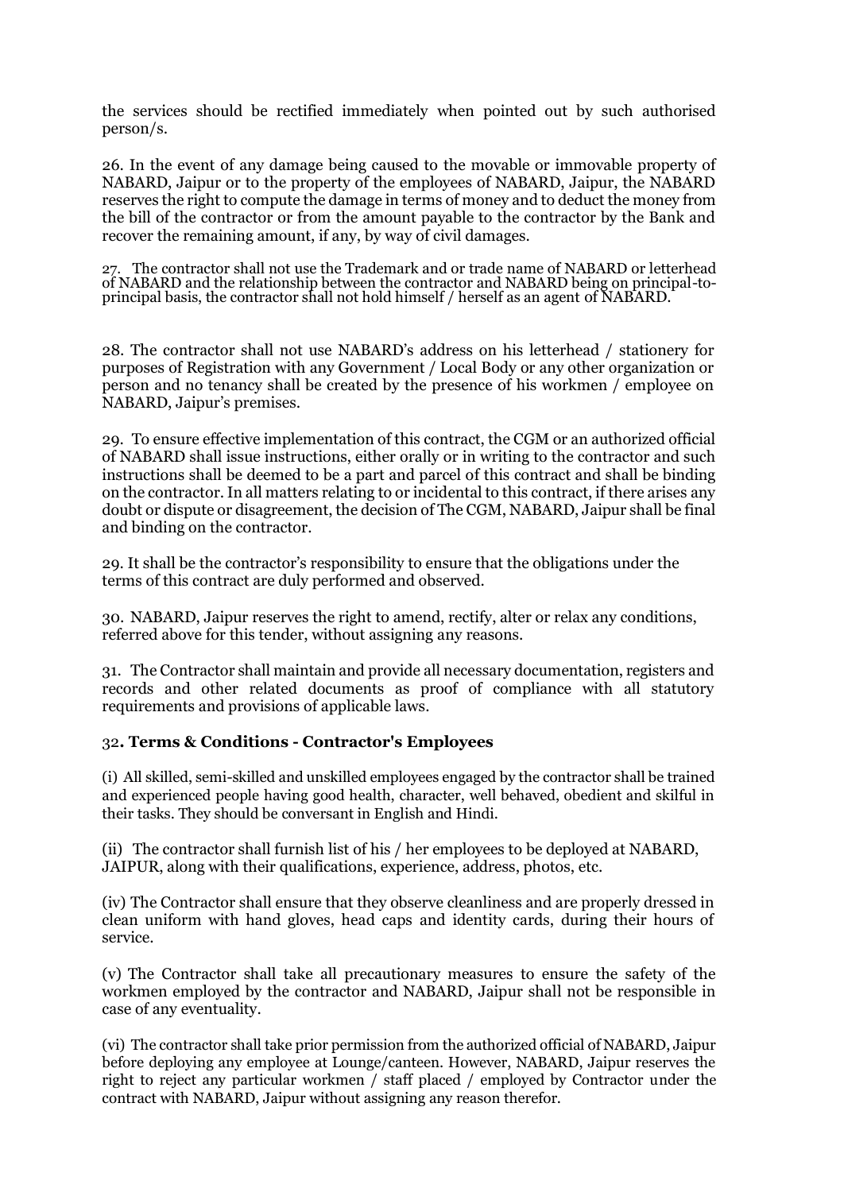the services should be rectified immediately when pointed out by such authorised person/s.

26. In the event of any damage being caused to the movable or immovable property of NABARD, Jaipur or to the property of the employees of NABARD, Jaipur, the NABARD reserves the right to compute the damage in terms of money and to deduct the money from the bill of the contractor or from the amount payable to the contractor by the Bank and recover the remaining amount, if any, by way of civil damages.

27. The contractor shall not use the Trademark and or trade name of NABARD or letterhead of NABARD and the relationship between the contractor and NABARD being on principal-to-principal basis, the contractor shall not hold himself / herself as an agent of NABARD.

28. The contractor shall not use NABARD's address on his letterhead / stationery for purposes of Registration with any Government / Local Body or any other organization or person and no tenancy shall be created by the presence of his workmen / employee on NABARD, Jaipur's premises.

29. To ensure effective implementation of this contract, the CGM or an authorized official of NABARD shall issue instructions, either orally or in writing to the contractor and such instructions shall be deemed to be a part and parcel of this contract and shall be binding on the contractor. In all matters relating to or incidental to this contract, if there arises any doubt or dispute or disagreement, the decision of The CGM, NABARD, Jaipur shall be final and binding on the contractor.

29. It shall be the contractor's responsibility to ensure that the obligations under the terms of this contract are duly performed and observed.

30. NABARD, Jaipur reserves the right to amend, rectify, alter or relax any conditions, referred above for this tender, without assigning any reasons.

31. The Contractor shall maintain and provide all necessary documentation, registers and records and other related documents as proof of compliance with all statutory requirements and provisions of applicable laws.

32**. Terms & Conditions - Contractor's Employees**

(i) All skilled, semi-skilled and unskilled employees engaged by the contractor shall be trained and experienced people having good health, character, well behaved, obedient and skilful in their tasks. They should be conversant in English and Hindi.

(ii) The contractor shall furnish list of his / her employees to be deployed at NABARD, JAIPUR, along with their qualifications, experience, address, photos, etc.

(iv) The Contractor shall ensure that they observe cleanliness and are properly dressed in clean uniform with hand gloves, head caps and identity cards, during their hours of service.

(v) The Contractor shall take all precautionary measures to ensure the safety of the workmen employed by the contractor and NABARD, Jaipur shall not be responsible in case of any eventuality.

(vi) The contractor shall take prior permission from the authorized official of NABARD, Jaipur before deploying any employee at Lounge/canteen. However, NABARD, Jaipur reserves the right to reject any particular workmen / staff placed / employed by Contractor under the contract with NABARD, Jaipur without assigning any reason therefor.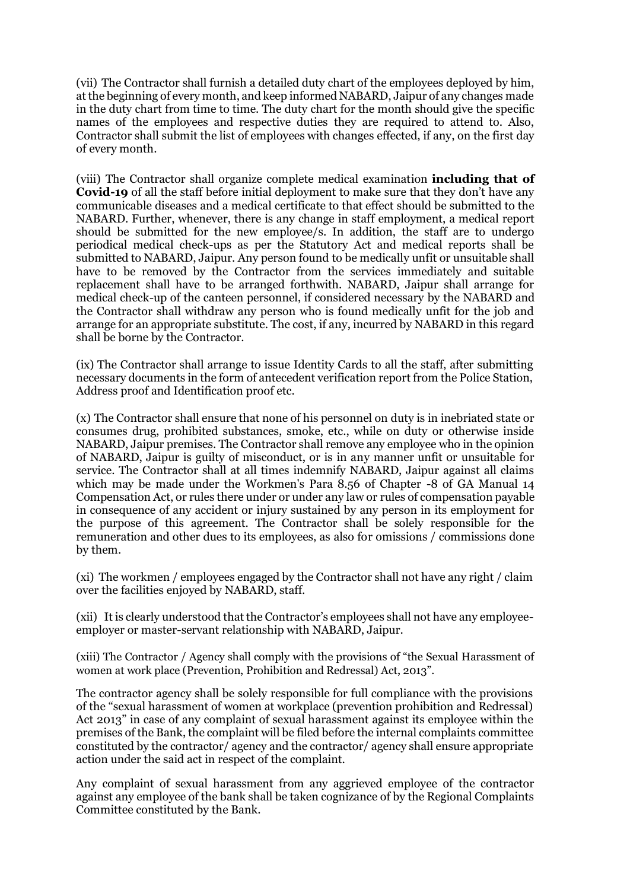(vii) The Contractor shall furnish a detailed duty chart of the employees deployed by him, at the beginning of every month, and keep informed NABARD, Jaipur of any changes made in the duty chart from time to time. The duty chart for the month should give the specific names of the employees and respective duties they are required to attend to. Also, Contractor shall submit the list of employees with changes effected, if any, on the first day of every month.

(viii) The Contractor shall organize complete medical examination **including that of Covid-19** of all the staff before initial deployment to make sure that they don't have any communicable diseases and a medical certificate to that effect should be submitted to the NABARD. Further, whenever, there is any change in staff employment, a medical report should be submitted for the new employee/s. In addition, the staff are to undergo periodical medical check-ups as per the Statutory Act and medical reports shall be submitted to NABARD, Jaipur. Any person found to be medically unfit or unsuitable shall have to be removed by the Contractor from the services immediately and suitable replacement shall have to be arranged forthwith. NABARD, Jaipur shall arrange for medical check-up of the canteen personnel, if considered necessary by the NABARD and the Contractor shall withdraw any person who is found medically unfit for the job and arrange for an appropriate substitute. The cost, if any, incurred by NABARD in this regard shall be borne by the Contractor.

(ix) The Contractor shall arrange to issue Identity Cards to all the staff, after submitting necessary documents in the form of antecedent verification report from the Police Station, Address proof and Identification proof etc.

(x) The Contractor shall ensure that none of his personnel on duty is in inebriated state or consumes drug, prohibited substances, smoke, etc., while on duty or otherwise inside NABARD, Jaipur premises. The Contractor shall remove any employee who in the opinion of NABARD, Jaipur is guilty of misconduct, or is in any manner unfit or unsuitable for service. The Contractor shall at all times indemnify NABARD, Jaipur against all claims which may be made under the Workmen's Para 8.56 of Chapter -8 of GA Manual 14 Compensation Act, or rules there under or under any law or rules of compensation payable in consequence of any accident or injury sustained by any person in its employment for the purpose of this agreement. The Contractor shall be solely responsible for the remuneration and other dues to its employees, as also for omissions / commissions done by them.

(xi) The workmen / employees engaged by the Contractor shall not have any right / claim over the facilities enjoyed by NABARD, staff.

(xii) It is clearly understood that the Contractor's employees shall not have any employee-employer or master-servant relationship with NABARD, Jaipur.

(xiii) The Contractor / Agency shall comply with the provisions of "the Sexual Harassment of women at work place (Prevention, Prohibition and Redressal) Act, 2013".

The contractor agency shall be solely responsible for full compliance with the provisions of the "sexual harassment of women at workplace (prevention prohibition and Redressal) Act 2013" in case of any complaint of sexual harassment against its employee within the premises of the Bank, the complaint will be filed before the internal complaints committee constituted by the contractor/ agency and the contractor/ agency shall ensure appropriate action under the said act in respect of the complaint.

Any complaint of sexual harassment from any aggrieved employee of the contractor against any employee of the bank shall be taken cognizance of by the Regional Complaints Committee constituted by the Bank.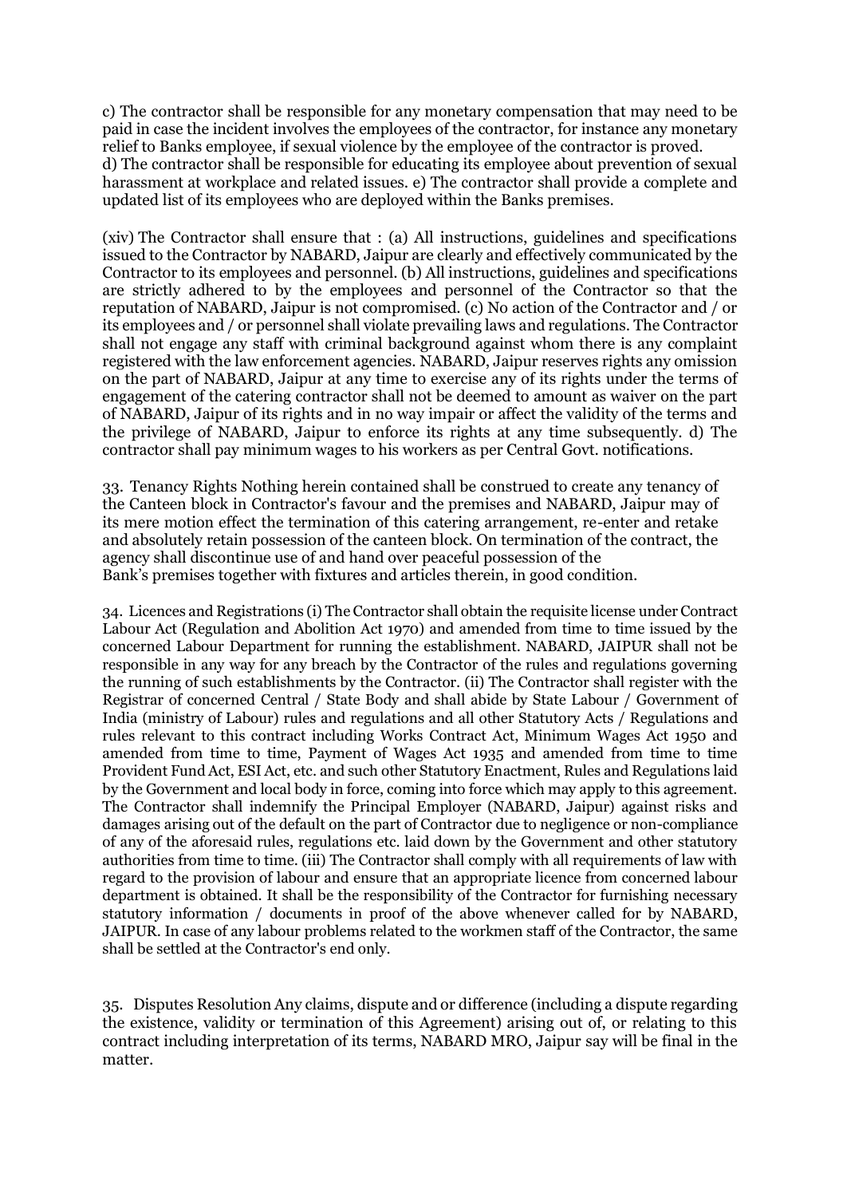c) The contractor shall be responsible for any monetary compensation that may need to be paid in case the incident involves the employees of the contractor, for instance any monetary relief to Banks employee, if sexual violence by the employee of the contractor is proved.
d) The contractor shall be responsible for educating its employee about prevention of sexual harassment at workplace and related issues. e) The contractor shall provide a complete and updated list of its employees who are deployed within the Banks premises.

(xiv) The Contractor shall ensure that : (a) All instructions, guidelines and specifications issued to the Contractor by NABARD, Jaipur are clearly and effectively communicated by the Contractor to its employees and personnel. (b) All instructions, guidelines and specifications are strictly adhered to by the employees and personnel of the Contractor so that the reputation of NABARD, Jaipur is not compromised. (c) No action of the Contractor and / or its employees and / or personnel shall violate prevailing laws and regulations. The Contractor shall not engage any staff with criminal background against whom there is any complaint registered with the law enforcement agencies. NABARD, Jaipur reserves rights any omission on the part of NABARD, Jaipur at any time to exercise any of its rights under the terms of engagement of the catering contractor shall not be deemed to amount as waiver on the part of NABARD, Jaipur of its rights and in no way impair or affect the validity of the terms and the privilege of NABARD, Jaipur to enforce its rights at any time subsequently. d) The contractor shall pay minimum wages to his workers as per Central Govt. notifications.

33. Tenancy Rights Nothing herein contained shall be construed to create any tenancy of the Canteen block in Contractor's favour and the premises and NABARD, Jaipur may of its mere motion effect the termination of this catering arrangement, re-enter and retake and absolutely retain possession of the canteen block. On termination of the contract, the agency shall discontinue use of and hand over peaceful possession of the Bank's premises together with fixtures and articles therein, in good condition.

34. Licences and Registrations (i) The Contractor shall obtain the requisite license under Contract Labour Act (Regulation and Abolition Act 1970) and amended from time to time issued by the concerned Labour Department for running the establishment. NABARD, JAIPUR shall not be responsible in any way for any breach by the Contractor of the rules and regulations governing the running of such establishments by the Contractor. (ii) The Contractor shall register with the Registrar of concerned Central / State Body and shall abide by State Labour / Government of India (ministry of Labour) rules and regulations and all other Statutory Acts / Regulations and rules relevant to this contract including Works Contract Act, Minimum Wages Act 1950 and amended from time to time, Payment of Wages Act 1935 and amended from time to time Provident Fund Act, ESI Act, etc. and such other Statutory Enactment, Rules and Regulations laid by the Government and local body in force, coming into force which may apply to this agreement. The Contractor shall indemnify the Principal Employer (NABARD, Jaipur) against risks and damages arising out of the default on the part of Contractor due to negligence or non-compliance of any of the aforesaid rules, regulations etc. laid down by the Government and other statutory authorities from time to time. (iii) The Contractor shall comply with all requirements of law with regard to the provision of labour and ensure that an appropriate licence from concerned labour department is obtained. It shall be the responsibility of the Contractor for furnishing necessary statutory information / documents in proof of the above whenever called for by NABARD, JAIPUR. In case of any labour problems related to the workmen staff of the Contractor, the same shall be settled at the Contractor's end only.

35. Disputes Resolution Any claims, dispute and or difference (including a dispute regarding the existence, validity or termination of this Agreement) arising out of, or relating to this contract including interpretation of its terms, NABARD MRO, Jaipur say will be final in the matter.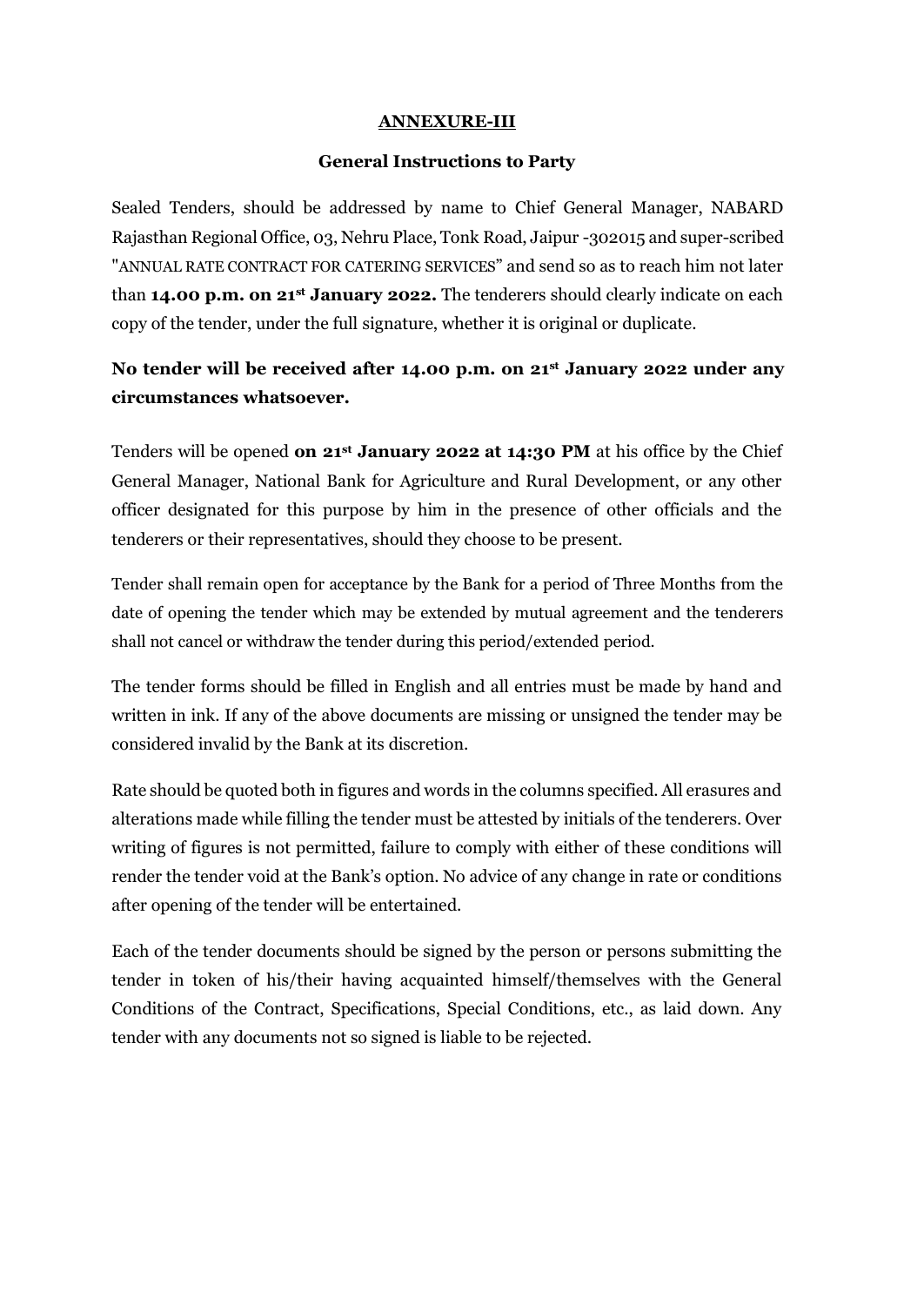## ANNEXURE-III

### General Instructions to Party

Sealed Tenders, should be addressed by name to Chief General Manager, NABARD Rajasthan Regional Office, 03, Nehru Place, Tonk Road, Jaipur -302015 and super-scribed "ANNUAL RATE CONTRACT FOR CATERING SERVICES" and send so as to reach him not later than **14.00 p.m. on 21st January 2022.** The tenderers should clearly indicate on each copy of the tender, under the full signature, whether it is original or duplicate.

**No tender will be received after 14.00 p.m. on 21st January 2022 under any circumstances whatsoever.**

Tenders will be opened **on 21st January 2022 at 14:30 PM** at his office by the Chief General Manager, National Bank for Agriculture and Rural Development, or any other officer designated for this purpose by him in the presence of other officials and the tenderers or their representatives, should they choose to be present.

Tender shall remain open for acceptance by the Bank for a period of Three Months from the date of opening the tender which may be extended by mutual agreement and the tenderers shall not cancel or withdraw the tender during this period/extended period.

The tender forms should be filled in English and all entries must be made by hand and written in ink. If any of the above documents are missing or unsigned the tender may be considered invalid by the Bank at its discretion.

Rate should be quoted both in figures and words in the columns specified. All erasures and alterations made while filling the tender must be attested by initials of the tenderers. Over writing of figures is not permitted, failure to comply with either of these conditions will render the tender void at the Bank's option. No advice of any change in rate or conditions after opening of the tender will be entertained.

Each of the tender documents should be signed by the person or persons submitting the tender in token of his/their having acquainted himself/themselves with the General Conditions of the Contract, Specifications, Special Conditions, etc., as laid down. Any tender with any documents not so signed is liable to be rejected.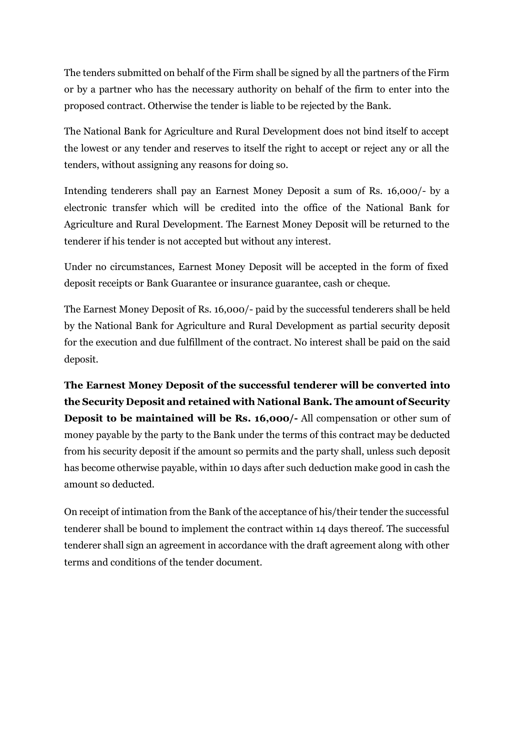The tenders submitted on behalf of the Firm shall be signed by all the partners of the Firm or by a partner who has the necessary authority on behalf of the firm to enter into the proposed contract. Otherwise the tender is liable to be rejected by the Bank.

The National Bank for Agriculture and Rural Development does not bind itself to accept the lowest or any tender and reserves to itself the right to accept or reject any or all the tenders, without assigning any reasons for doing so.

Intending tenderers shall pay an Earnest Money Deposit a sum of Rs. 16,000/- by a electronic transfer which will be credited into the office of the National Bank for Agriculture and Rural Development. The Earnest Money Deposit will be returned to the tenderer if his tender is not accepted but without any interest.

Under no circumstances, Earnest Money Deposit will be accepted in the form of fixed deposit receipts or Bank Guarantee or insurance guarantee, cash or cheque.

The Earnest Money Deposit of Rs. 16,000/- paid by the successful tenderers shall be held by the National Bank for Agriculture and Rural Development as partial security deposit for the execution and due fulfillment of the contract. No interest shall be paid on the said deposit.

**The Earnest Money Deposit of the successful tenderer will be converted into the Security Deposit and retained with National Bank. The amount of Security Deposit to be maintained will be Rs. 16,000/-** All compensation or other sum of money payable by the party to the Bank under the terms of this contract may be deducted from his security deposit if the amount so permits and the party shall, unless such deposit has become otherwise payable, within 10 days after such deduction make good in cash the amount so deducted.

On receipt of intimation from the Bank of the acceptance of his/their tender the successful tenderer shall be bound to implement the contract within 14 days thereof. The successful tenderer shall sign an agreement in accordance with the draft agreement along with other terms and conditions of the tender document.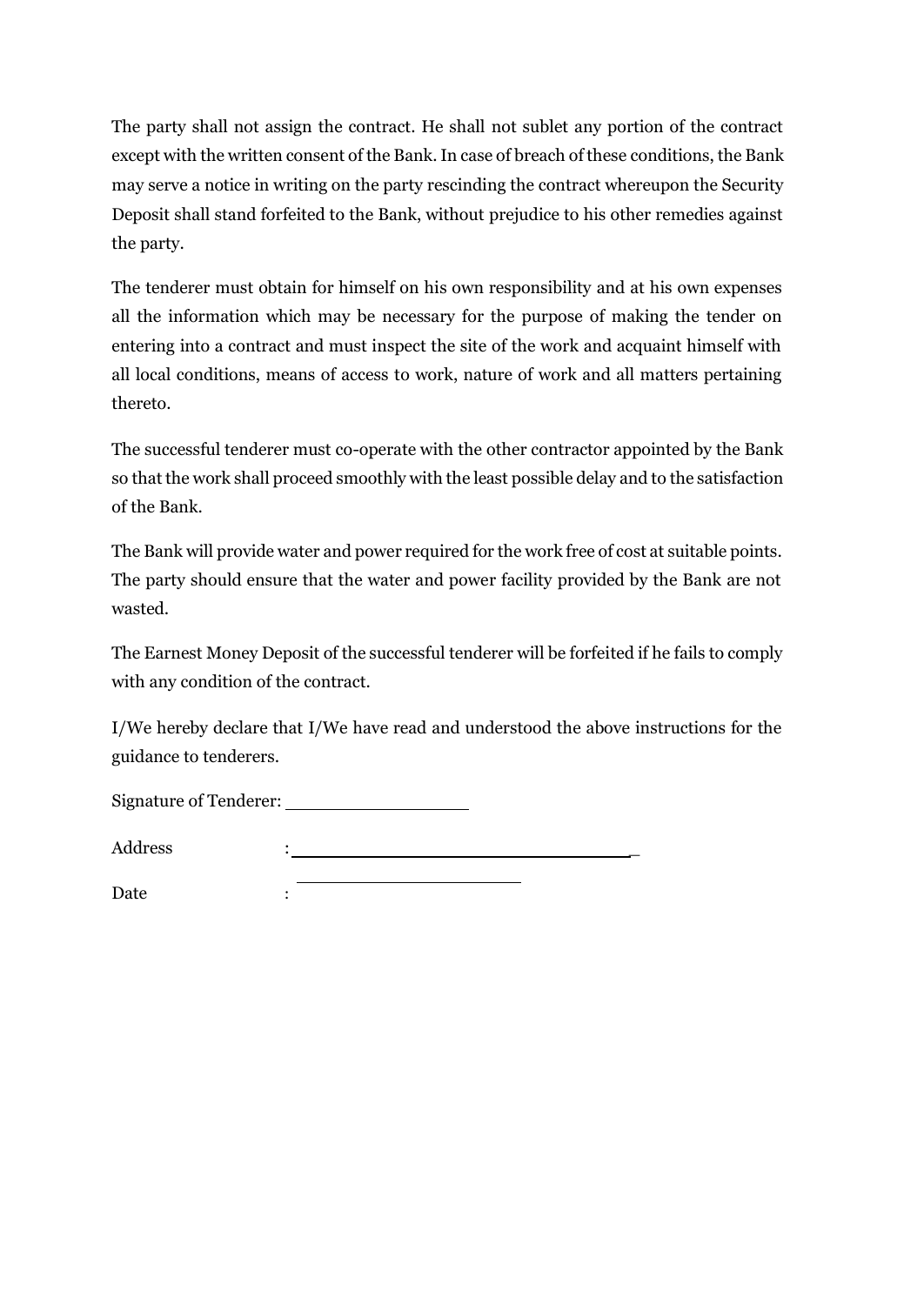The party shall not assign the contract. He shall not sublet any portion of the contract except with the written consent of the Bank. In case of breach of these conditions, the Bank may serve a notice in writing on the party rescinding the contract whereupon the Security Deposit shall stand forfeited to the Bank, without prejudice to his other remedies against the party.

The tenderer must obtain for himself on his own responsibility and at his own expenses all the information which may be necessary for the purpose of making the tender on entering into a contract and must inspect the site of the work and acquaint himself with all local conditions, means of access to work, nature of work and all matters pertaining thereto.

The successful tenderer must co-operate with the other contractor appointed by the Bank so that the work shall proceed smoothly with the least possible delay and to the satisfaction of the Bank.

The Bank will provide water and power required for the work free of cost at suitable points. The party should ensure that the water and power facility provided by the Bank are not wasted.

The Earnest Money Deposit of the successful tenderer will be forfeited if he fails to comply with any condition of the contract.

I/We hereby declare that I/We have read and understood the above instructions for the guidance to tenderers.

Signature of Tenderer: ____________________

Address : ________________________________________

Date : ________________________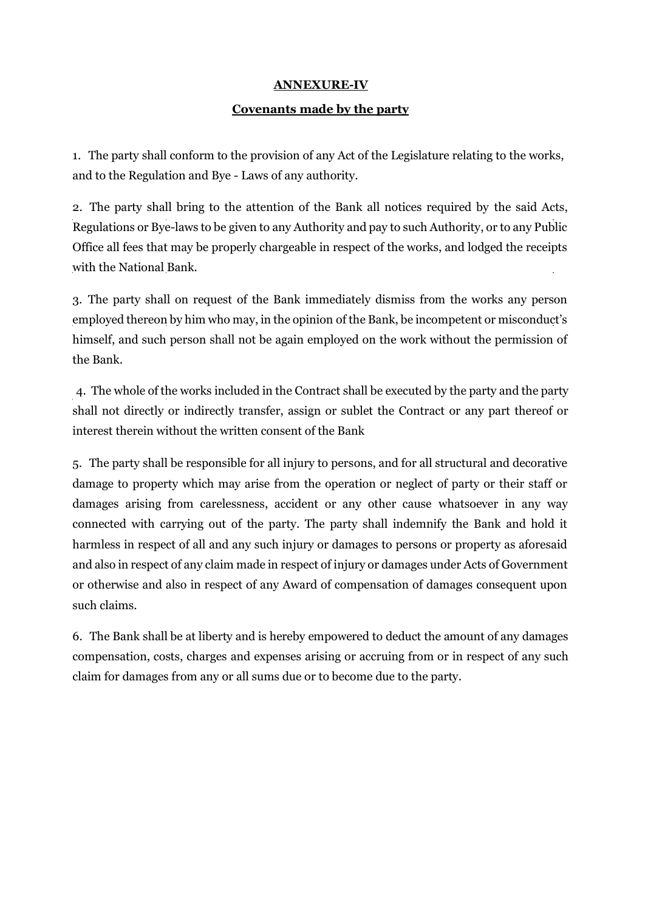**ANNEXURE-IV**

**Covenants made by the party**

1. The party shall conform to the provision of any Act of the Legislature relating to the works, and to the Regulation and Bye - Laws of any authority.

2. The party shall bring to the attention of the Bank all notices required by the said Acts, Regulations or Bye-laws to be given to any Authority and pay to such Authority, or to any Public Office all fees that may be properly chargeable in respect of the works, and lodged the receipts with the National Bank.

3. The party shall on request of the Bank immediately dismiss from the works any person employed thereon by him who may, in the opinion of the Bank, be incompetent or misconduct's himself, and such person shall not be again employed on the work without the permission of the Bank.

4. The whole of the works included in the Contract shall be executed by the party and the party shall not directly or indirectly transfer, assign or sublet the Contract or any part thereof or interest therein without the written consent of the Bank

5. The party shall be responsible for all injury to persons, and for all structural and decorative damage to property which may arise from the operation or neglect of party or their staff or damages arising from carelessness, accident or any other cause whatsoever in any way connected with carrying out of the party. The party shall indemnify the Bank and hold it harmless in respect of all and any such injury or damages to persons or property as aforesaid and also in respect of any claim made in respect of injury or damages under Acts of Government or otherwise and also in respect of any Award of compensation of damages consequent upon such claims.

6. The Bank shall be at liberty and is hereby empowered to deduct the amount of any damages compensation, costs, charges and expenses arising or accruing from or in respect of any such claim for damages from any or all sums due or to become due to the party.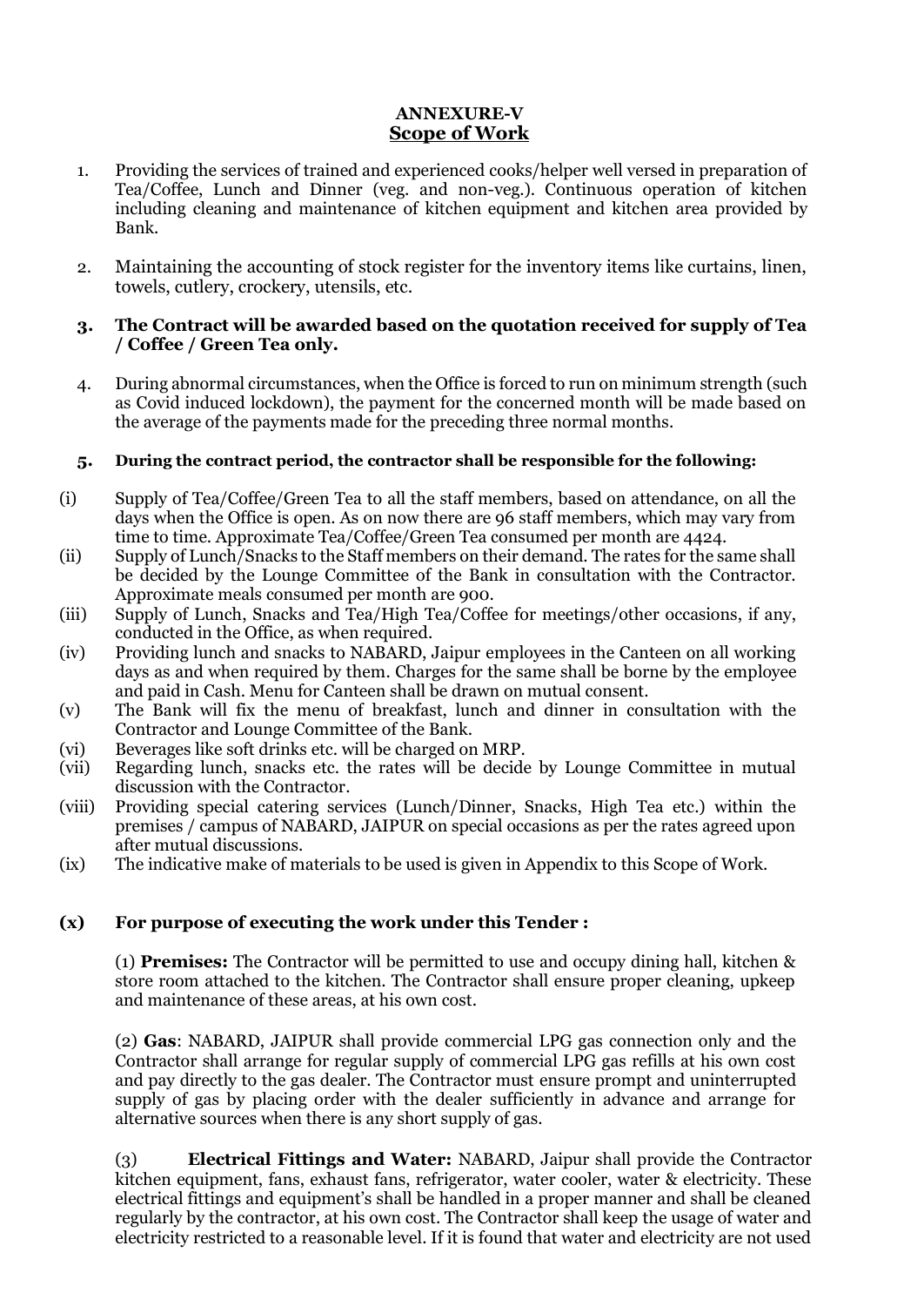## ANNEXURE-V

## Scope of Work

1. Providing the services of trained and experienced cooks/helper well versed in preparation of Tea/Coffee, Lunch and Dinner (veg. and non-veg.). Continuous operation of kitchen including cleaning and maintenance of kitchen equipment and kitchen area provided by Bank.

2. Maintaining the accounting of stock register for the inventory items like curtains, linen, towels, cutlery, crockery, utensils, etc.

3. **The Contract will be awarded based on the quotation received for supply of Tea / Coffee / Green Tea only.**

4. During abnormal circumstances, when the Office is forced to run on minimum strength (such as Covid induced lockdown), the payment for the concerned month will be made based on the average of the payments made for the preceding three normal months.

5. **During the contract period, the contractor shall be responsible for the following:**

(i) Supply of Tea/Coffee/Green Tea to all the staff members, based on attendance, on all the days when the Office is open. As on now there are 96 staff members, which may vary from time to time. Approximate Tea/Coffee/Green Tea consumed per month are 4424.

(ii) Supply of Lunch/Snacks to the Staff members on their demand. The rates for the same shall be decided by the Lounge Committee of the Bank in consultation with the Contractor. Approximate meals consumed per month are 900.

(iii) Supply of Lunch, Snacks and Tea/High Tea/Coffee for meetings/other occasions, if any, conducted in the Office, as when required.

(iv) Providing lunch and snacks to NABARD, Jaipur employees in the Canteen on all working days as and when required by them. Charges for the same shall be borne by the employee and paid in Cash. Menu for Canteen shall be drawn on mutual consent.

(v) The Bank will fix the menu of breakfast, lunch and dinner in consultation with the Contractor and Lounge Committee of the Bank.

(vi) Beverages like soft drinks etc. will be charged on MRP.

(vii) Regarding lunch, snacks etc. the rates will be decide by Lounge Committee in mutual discussion with the Contractor.

(viii) Providing special catering services (Lunch/Dinner, Snacks, High Tea etc.) within the premises / campus of NABARD, JAIPUR on special occasions as per the rates agreed upon after mutual discussions.

(ix) The indicative make of materials to be used is given in Appendix to this Scope of Work.

### (x) For purpose of executing the work under this Tender :

(1) **Premises:** The Contractor will be permitted to use and occupy dining hall, kitchen & store room attached to the kitchen. The Contractor shall ensure proper cleaning, upkeep and maintenance of these areas, at his own cost.

(2) **Gas**: NABARD, JAIPUR shall provide commercial LPG gas connection only and the Contractor shall arrange for regular supply of commercial LPG gas refills at his own cost and pay directly to the gas dealer. The Contractor must ensure prompt and uninterrupted supply of gas by placing order with the dealer sufficiently in advance and arrange for alternative sources when there is any short supply of gas.

(3) **Electrical Fittings and Water:** NABARD, Jaipur shall provide the Contractor kitchen equipment, fans, exhaust fans, refrigerator, water cooler, water & electricity. These electrical fittings and equipment's shall be handled in a proper manner and shall be cleaned regularly by the contractor, at his own cost. The Contractor shall keep the usage of water and electricity restricted to a reasonable level. If it is found that water and electricity are not used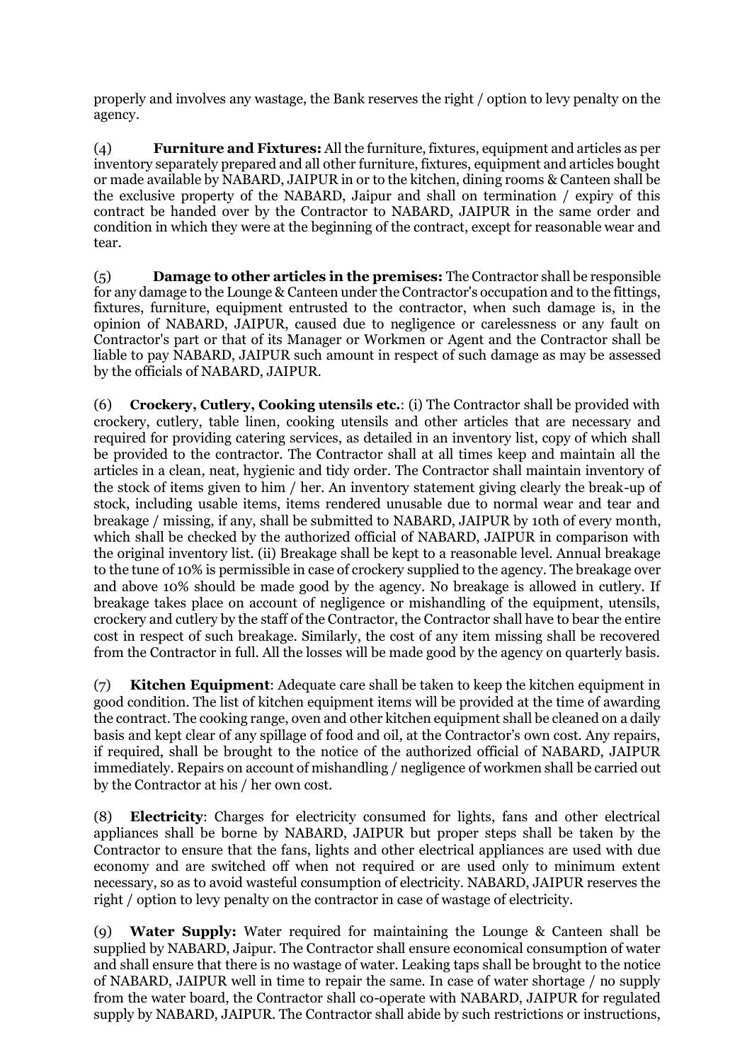properly and involves any wastage, the Bank reserves the right / option to levy penalty on the agency.

(4) **Furniture and Fixtures:** All the furniture, fixtures, equipment and articles as per inventory separately prepared and all other furniture, fixtures, equipment and articles bought or made available by NABARD, JAIPUR in or to the kitchen, dining rooms & Canteen shall be the exclusive property of the NABARD, Jaipur and shall on termination / expiry of this contract be handed over by the Contractor to NABARD, JAIPUR in the same order and condition in which they were at the beginning of the contract, except for reasonable wear and tear.

(5) **Damage to other articles in the premises:** The Contractor shall be responsible for any damage to the Lounge & Canteen under the Contractor's occupation and to the fittings, fixtures, furniture, equipment entrusted to the contractor, when such damage is, in the opinion of NABARD, JAIPUR, caused due to negligence or carelessness or any fault on Contractor's part or that of its Manager or Workmen or Agent and the Contractor shall be liable to pay NABARD, JAIPUR such amount in respect of such damage as may be assessed by the officials of NABARD, JAIPUR.

(6) **Crockery, Cutlery, Cooking utensils etc.**: (i) The Contractor shall be provided with crockery, cutlery, table linen, cooking utensils and other articles that are necessary and required for providing catering services, as detailed in an inventory list, copy of which shall be provided to the contractor. The Contractor shall at all times keep and maintain all the articles in a clean, neat, hygienic and tidy order. The Contractor shall maintain inventory of the stock of items given to him / her. An inventory statement giving clearly the break-up of stock, including usable items, items rendered unusable due to normal wear and tear and breakage / missing, if any, shall be submitted to NABARD, JAIPUR by 10th of every month, which shall be checked by the authorized official of NABARD, JAIPUR in comparison with the original inventory list. (ii) Breakage shall be kept to a reasonable level. Annual breakage to the tune of 10% is permissible in case of crockery supplied to the agency. The breakage over and above 10% should be made good by the agency. No breakage is allowed in cutlery. If breakage takes place on account of negligence or mishandling of the equipment, utensils, crockery and cutlery by the staff of the Contractor, the Contractor shall have to bear the entire cost in respect of such breakage. Similarly, the cost of any item missing shall be recovered from the Contractor in full. All the losses will be made good by the agency on quarterly basis.

(7) **Kitchen Equipment**: Adequate care shall be taken to keep the kitchen equipment in good condition. The list of kitchen equipment items will be provided at the time of awarding the contract. The cooking range, oven and other kitchen equipment shall be cleaned on a daily basis and kept clear of any spillage of food and oil, at the Contractor's own cost. Any repairs, if required, shall be brought to the notice of the authorized official of NABARD, JAIPUR immediately. Repairs on account of mishandling / negligence of workmen shall be carried out by the Contractor at his / her own cost.

(8) **Electricity**: Charges for electricity consumed for lights, fans and other electrical appliances shall be borne by NABARD, JAIPUR but proper steps shall be taken by the Contractor to ensure that the fans, lights and other electrical appliances are used with due economy and are switched off when not required or are used only to minimum extent necessary, so as to avoid wasteful consumption of electricity. NABARD, JAIPUR reserves the right / option to levy penalty on the contractor in case of wastage of electricity.

(9) **Water Supply:** Water required for maintaining the Lounge & Canteen shall be supplied by NABARD, Jaipur. The Contractor shall ensure economical consumption of water and shall ensure that there is no wastage of water. Leaking taps shall be brought to the notice of NABARD, JAIPUR well in time to repair the same. In case of water shortage / no supply from the water board, the Contractor shall co-operate with NABARD, JAIPUR for regulated supply by NABARD, JAIPUR. The Contractor shall abide by such restrictions or instructions,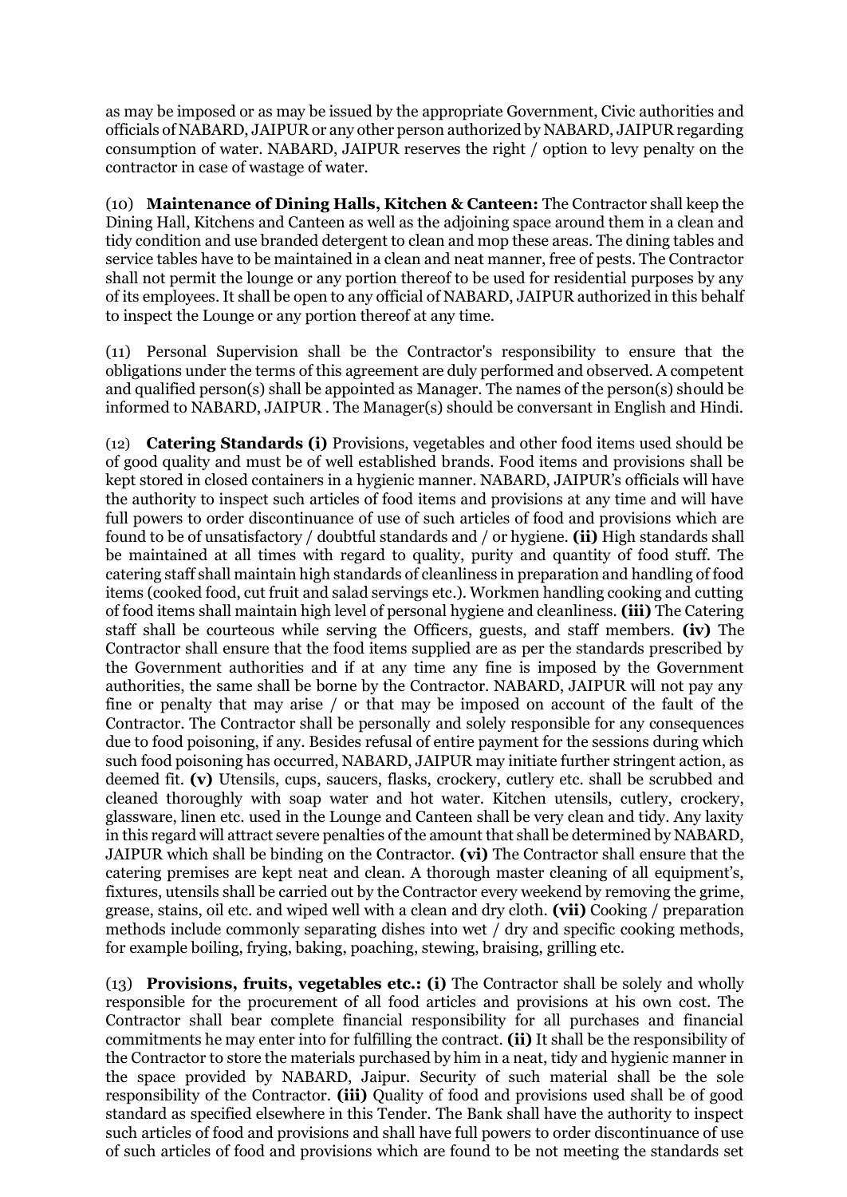as may be imposed or as may be issued by the appropriate Government, Civic authorities and officials of NABARD, JAIPUR or any other person authorized by NABARD, JAIPUR regarding consumption of water. NABARD, JAIPUR reserves the right / option to levy penalty on the contractor in case of wastage of water.

(10) **Maintenance of Dining Halls, Kitchen & Canteen:** The Contractor shall keep the Dining Hall, Kitchens and Canteen as well as the adjoining space around them in a clean and tidy condition and use branded detergent to clean and mop these areas. The dining tables and service tables have to be maintained in a clean and neat manner, free of pests. The Contractor shall not permit the lounge or any portion thereof to be used for residential purposes by any of its employees. It shall be open to any official of NABARD, JAIPUR authorized in this behalf to inspect the Lounge or any portion thereof at any time.

(11) Personal Supervision shall be the Contractor's responsibility to ensure that the obligations under the terms of this agreement are duly performed and observed. A competent and qualified person(s) shall be appointed as Manager. The names of the person(s) should be informed to NABARD, JAIPUR . The Manager(s) should be conversant in English and Hindi.

(12) **Catering Standards (i)** Provisions, vegetables and other food items used should be of good quality and must be of well established brands. Food items and provisions shall be kept stored in closed containers in a hygienic manner. NABARD, JAIPUR's officials will have the authority to inspect such articles of food items and provisions at any time and will have full powers to order discontinuance of use of such articles of food and provisions which are found to be of unsatisfactory / doubtful standards and / or hygiene. **(ii)** High standards shall be maintained at all times with regard to quality, purity and quantity of food stuff. The catering staff shall maintain high standards of cleanliness in preparation and handling of food items (cooked food, cut fruit and salad servings etc.). Workmen handling cooking and cutting of food items shall maintain high level of personal hygiene and cleanliness. **(iii)** The Catering staff shall be courteous while serving the Officers, guests, and staff members. **(iv)** The Contractor shall ensure that the food items supplied are as per the standards prescribed by the Government authorities and if at any time any fine is imposed by the Government authorities, the same shall be borne by the Contractor. NABARD, JAIPUR will not pay any fine or penalty that may arise / or that may be imposed on account of the fault of the Contractor. The Contractor shall be personally and solely responsible for any consequences due to food poisoning, if any. Besides refusal of entire payment for the sessions during which such food poisoning has occurred, NABARD, JAIPUR may initiate further stringent action, as deemed fit. **(v)** Utensils, cups, saucers, flasks, crockery, cutlery etc. shall be scrubbed and cleaned thoroughly with soap water and hot water. Kitchen utensils, cutlery, crockery, glassware, linen etc. used in the Lounge and Canteen shall be very clean and tidy. Any laxity in this regard will attract severe penalties of the amount that shall be determined by NABARD, JAIPUR which shall be binding on the Contractor. **(vi)** The Contractor shall ensure that the catering premises are kept neat and clean. A thorough master cleaning of all equipment's, fixtures, utensils shall be carried out by the Contractor every weekend by removing the grime, grease, stains, oil etc. and wiped well with a clean and dry cloth. **(vii)** Cooking / preparation methods include commonly separating dishes into wet / dry and specific cooking methods, for example boiling, frying, baking, poaching, stewing, braising, grilling etc.

(13) **Provisions, fruits, vegetables etc.: (i)** The Contractor shall be solely and wholly responsible for the procurement of all food articles and provisions at his own cost. The Contractor shall bear complete financial responsibility for all purchases and financial commitments he may enter into for fulfilling the contract. **(ii)** It shall be the responsibility of the Contractor to store the materials purchased by him in a neat, tidy and hygienic manner in the space provided by NABARD, Jaipur. Security of such material shall be the sole responsibility of the Contractor. **(iii)** Quality of food and provisions used shall be of good standard as specified elsewhere in this Tender. The Bank shall have the authority to inspect such articles of food and provisions and shall have full powers to order discontinuance of use of such articles of food and provisions which are found to be not meeting the standards set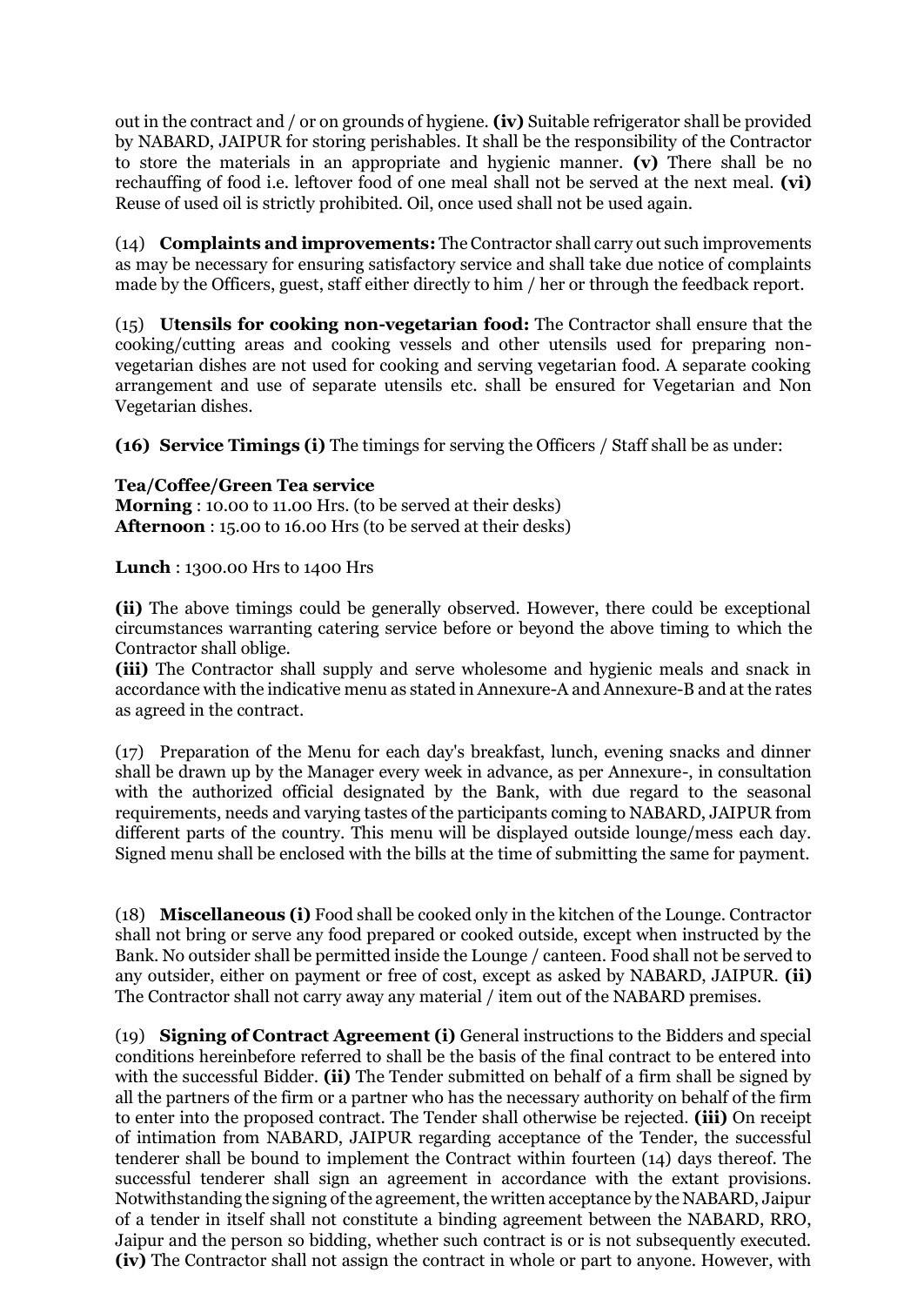out in the contract and / or on grounds of hygiene. **(iv)** Suitable refrigerator shall be provided by NABARD, JAIPUR for storing perishables. It shall be the responsibility of the Contractor to store the materials in an appropriate and hygienic manner. **(v)** There shall be no rechauffing of food i.e. leftover food of one meal shall not be served at the next meal. **(vi)** Reuse of used oil is strictly prohibited. Oil, once used shall not be used again.

(14) **Complaints and improvements:** The Contractor shall carry out such improvements as may be necessary for ensuring satisfactory service and shall take due notice of complaints made by the Officers, guest, staff either directly to him / her or through the feedback report.

(15) **Utensils for cooking non-vegetarian food:** The Contractor shall ensure that the cooking/cutting areas and cooking vessels and other utensils used for preparing non-vegetarian dishes are not used for cooking and serving vegetarian food. A separate cooking arrangement and use of separate utensils etc. shall be ensured for Vegetarian and Non Vegetarian dishes.

**(16) Service Timings (i)** The timings for serving the Officers / Staff shall be as under:

**Tea/Coffee/Green Tea service**
**Morning** : 10.00 to 11.00 Hrs. (to be served at their desks)
**Afternoon** : 15.00 to 16.00 Hrs (to be served at their desks)

**Lunch** : 1300.00 Hrs to 1400 Hrs

**(ii)** The above timings could be generally observed. However, there could be exceptional circumstances warranting catering service before or beyond the above timing to which the Contractor shall oblige.
**(iii)** The Contractor shall supply and serve wholesome and hygienic meals and snack in accordance with the indicative menu as stated in Annexure-A and Annexure-B and at the rates as agreed in the contract.

(17) Preparation of the Menu for each day's breakfast, lunch, evening snacks and dinner shall be drawn up by the Manager every week in advance, as per Annexure-, in consultation with the authorized official designated by the Bank, with due regard to the seasonal requirements, needs and varying tastes of the participants coming to NABARD, JAIPUR from different parts of the country. This menu will be displayed outside lounge/mess each day. Signed menu shall be enclosed with the bills at the time of submitting the same for payment.

(18) **Miscellaneous (i)** Food shall be cooked only in the kitchen of the Lounge. Contractor shall not bring or serve any food prepared or cooked outside, except when instructed by the Bank. No outsider shall be permitted inside the Lounge / canteen. Food shall not be served to any outsider, either on payment or free of cost, except as asked by NABARD, JAIPUR. **(ii)** The Contractor shall not carry away any material / item out of the NABARD premises.

(19) **Signing of Contract Agreement (i)** General instructions to the Bidders and special conditions hereinbefore referred to shall be the basis of the final contract to be entered into with the successful Bidder. **(ii)** The Tender submitted on behalf of a firm shall be signed by all the partners of the firm or a partner who has the necessary authority on behalf of the firm to enter into the proposed contract. The Tender shall otherwise be rejected. **(iii)** On receipt of intimation from NABARD, JAIPUR regarding acceptance of the Tender, the successful tenderer shall be bound to implement the Contract within fourteen (14) days thereof. The successful tenderer shall sign an agreement in accordance with the extant provisions. Notwithstanding the signing of the agreement, the written acceptance by the NABARD, Jaipur of a tender in itself shall not constitute a binding agreement between the NABARD, RRO, Jaipur and the person so bidding, whether such contract is or is not subsequently executed. **(iv)** The Contractor shall not assign the contract in whole or part to anyone. However, with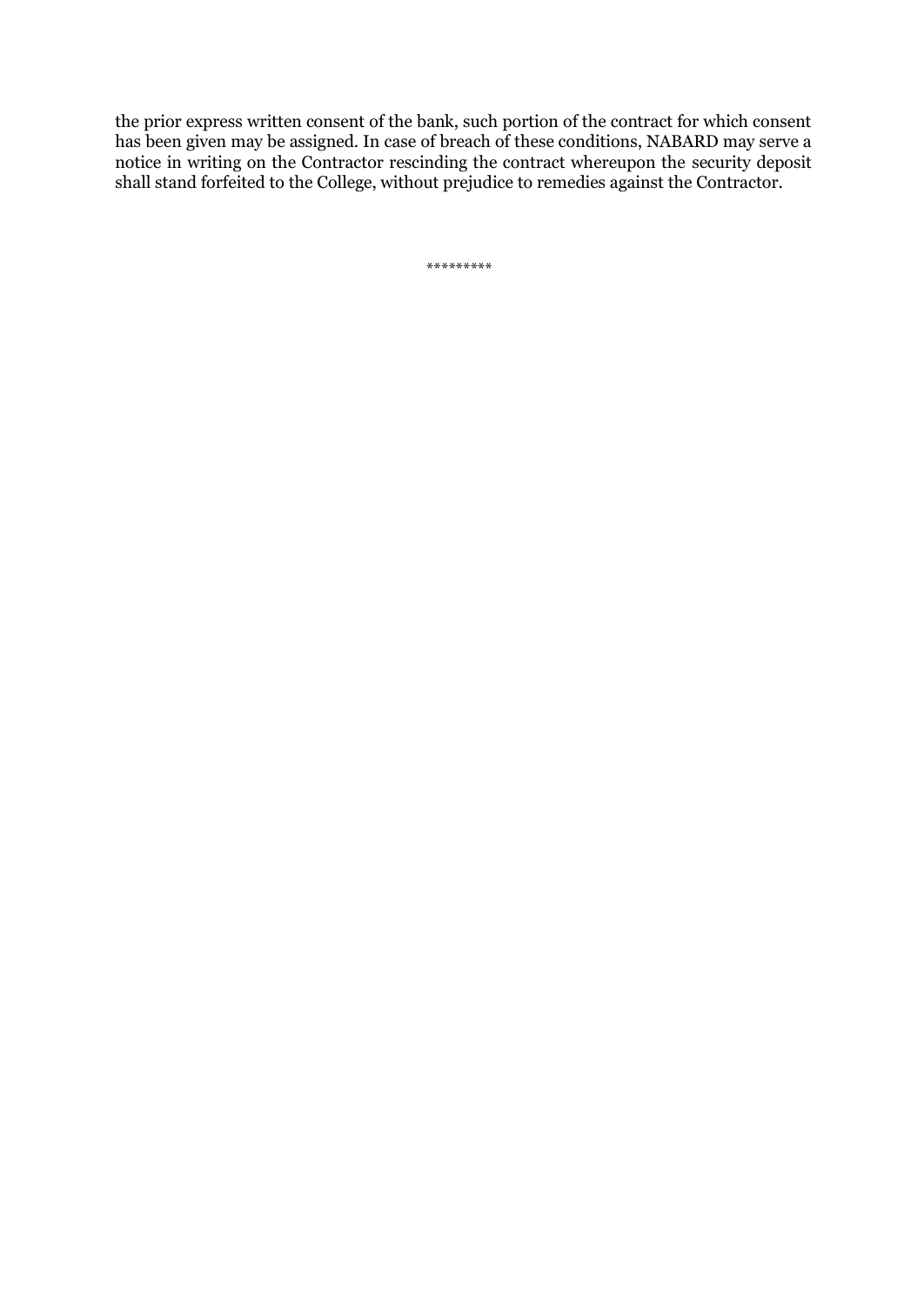the prior express written consent of the bank, such portion of the contract for which consent has been given may be assigned. In case of breach of these conditions, NABARD may serve a notice in writing on the Contractor rescinding the contract whereupon the security deposit shall stand forfeited to the College, without prejudice to remedies against the Contractor.

*********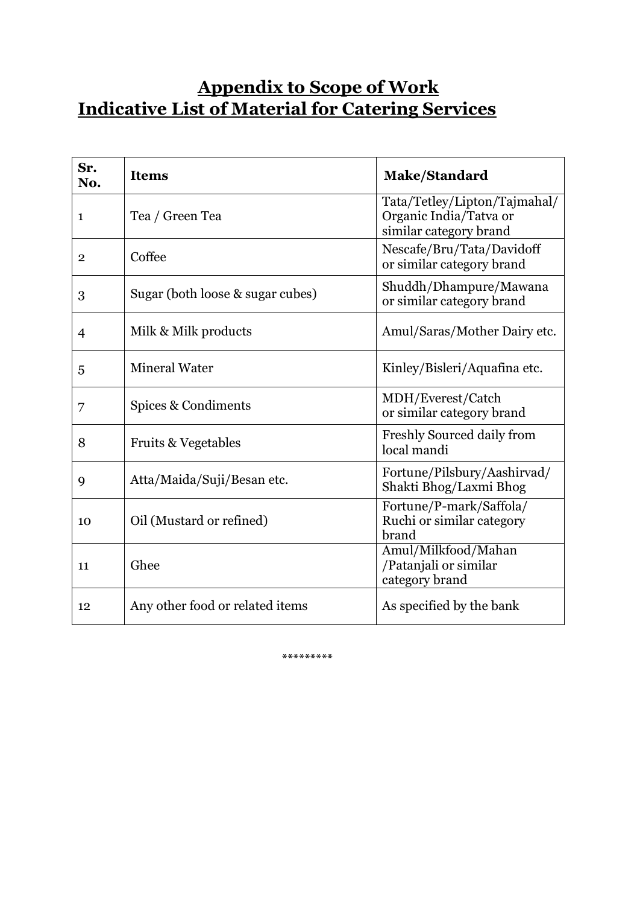# Appendix to Scope of Work

## Indicative List of Material for Catering Services

| Sr. No. | Items | Make/Standard |
|---|---|---|
| 1 | Tea / Green Tea | Tata/Tetley/Lipton/Tajmahal/ Organic India/Tatva or similar category brand |
| 2 | Coffee | Nescafe/Bru/Tata/Davidoff or similar category brand |
| 3 | Sugar (both loose & sugar cubes) | Shuddh/Dhampure/Mawana or similar category brand |
| 4 | Milk & Milk products | Amul/Saras/Mother Dairy etc. |
| 5 | Mineral Water | Kinley/Bisleri/Aquafina etc. |
| 7 | Spices & Condiments | MDH/Everest/Catch or similar category brand |
| 8 | Fruits & Vegetables | Freshly Sourced daily from local mandi |
| 9 | Atta/Maida/Suji/Besan etc. | Fortune/Pilsbury/Aashirvad/ Shakti Bhog/Laxmi Bhog |
| 10 | Oil (Mustard or refined) | Fortune/P-mark/Saffola/ Ruchi or similar category brand |
| 11 | Ghee | Amul/Milkfood/Mahan /Patanjali or similar category brand |
| 12 | Any other food or related items | As specified by the bank |

*********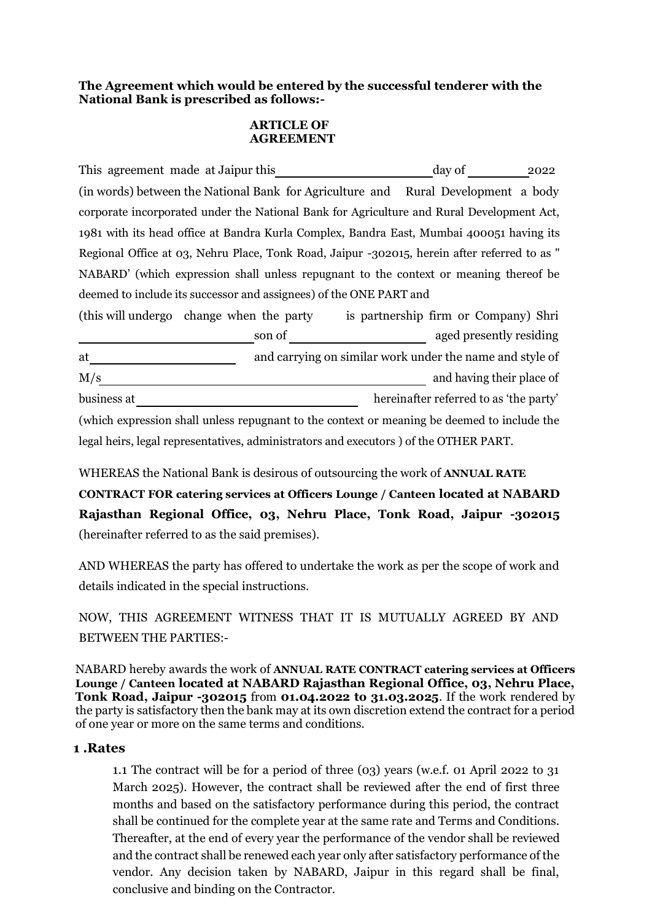**The Agreement which would be entered by the successful tenderer with the National Bank is prescribed as follows:-**

**ARTICLE OF AGREEMENT**

This agreement made at Jaipur this ____________________ day of ________ 2022 (in words) between the National Bank for Agriculture and Rural Development a body corporate incorporated under the National Bank for Agriculture and Rural Development Act, 1981 with its head office at Bandra Kurla Complex, Bandra East, Mumbai 400051 having its Regional Office at 03, Nehru Place, Tonk Road, Jaipur -302015, herein after referred to as " NABARD' (which expression shall unless repugnant to the context or meaning thereof be deemed to include its successor and assignees) of the ONE PART and

(this will undergo change when the party is partnership firm or Company) Shri ________________________ son of ____________________ aged presently residing at ____________________ and carrying on similar work under the name and style of M/s ____________________________________________ and having their place of business at ______________________________ hereinafter referred to as 'the party' (which expression shall unless repugnant to the context or meaning be deemed to include the legal heirs, legal representatives, administrators and executors ) of the OTHER PART.

WHEREAS the National Bank is desirous of outsourcing the work of **ANNUAL RATE CONTRACT FOR catering services at Officers Lounge / Canteen located at NABARD Rajasthan Regional Office, 03, Nehru Place, Tonk Road, Jaipur -302015** (hereinafter referred to as the said premises).

AND WHEREAS the party has offered to undertake the work as per the scope of work and details indicated in the special instructions.

NOW, THIS AGREEMENT WITNESS THAT IT IS MUTUALLY AGREED BY AND BETWEEN THE PARTIES:-

NABARD hereby awards the work of **ANNUAL RATE CONTRACT catering services at Officers Lounge / Canteen located at NABARD Rajasthan Regional Office, 03, Nehru Place, Tonk Road, Jaipur -302015** from **01.04.2022 to 31.03.2025**. If the work rendered by the party is satisfactory then the bank may at its own discretion extend the contract for a period of one year or more on the same terms and conditions.

## 1 .Rates

1.1 The contract will be for a period of three (03) years (w.e.f. 01 April 2022 to 31 March 2025). However, the contract shall be reviewed after the end of first three months and based on the satisfactory performance during this period, the contract shall be continued for the complete year at the same rate and Terms and Conditions. Thereafter, at the end of every year the performance of the vendor shall be reviewed and the contract shall be renewed each year only after satisfactory performance of the vendor. Any decision taken by NABARD, Jaipur in this regard shall be final, conclusive and binding on the Contractor.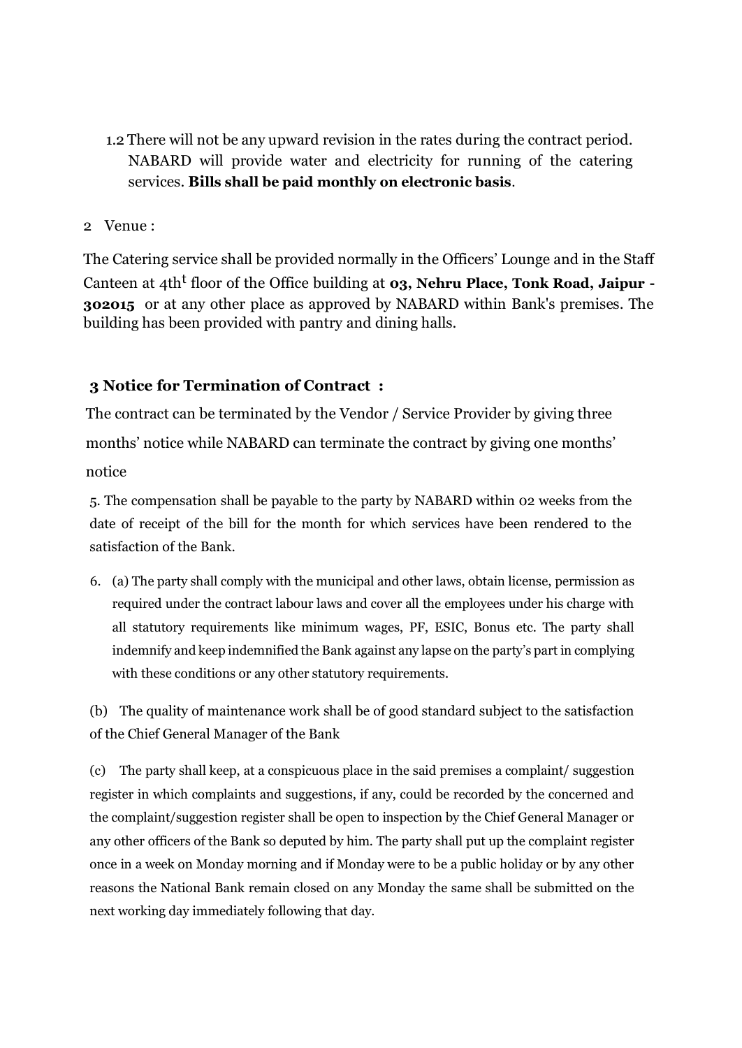1.2 There will not be any upward revision in the rates during the contract period. NABARD will provide water and electricity for running of the catering services. **Bills shall be paid monthly on electronic basis**.

2 Venue :

The Catering service shall be provided normally in the Officers' Lounge and in the Staff Canteen at 4th[t] floor of the Office building at **03, Nehru Place, Tonk Road, Jaipur - 302015** or at any other place as approved by NABARD within Bank's premises. The building has been provided with pantry and dining halls.

**3 Notice for Termination of Contract :**

The contract can be terminated by the Vendor / Service Provider by giving three months' notice while NABARD can terminate the contract by giving one months' notice

5. The compensation shall be payable to the party by NABARD within 02 weeks from the date of receipt of the bill for the month for which services have been rendered to the satisfaction of the Bank.

6. (a) The party shall comply with the municipal and other laws, obtain license, permission as required under the contract labour laws and cover all the employees under his charge with all statutory requirements like minimum wages, PF, ESIC, Bonus etc. The party shall indemnify and keep indemnified the Bank against any lapse on the party's part in complying with these conditions or any other statutory requirements.

(b) The quality of maintenance work shall be of good standard subject to the satisfaction of the Chief General Manager of the Bank

(c) The party shall keep, at a conspicuous place in the said premises a complaint/ suggestion register in which complaints and suggestions, if any, could be recorded by the concerned and the complaint/suggestion register shall be open to inspection by the Chief General Manager or any other officers of the Bank so deputed by him. The party shall put up the complaint register once in a week on Monday morning and if Monday were to be a public holiday or by any other reasons the National Bank remain closed on any Monday the same shall be submitted on the next working day immediately following that day.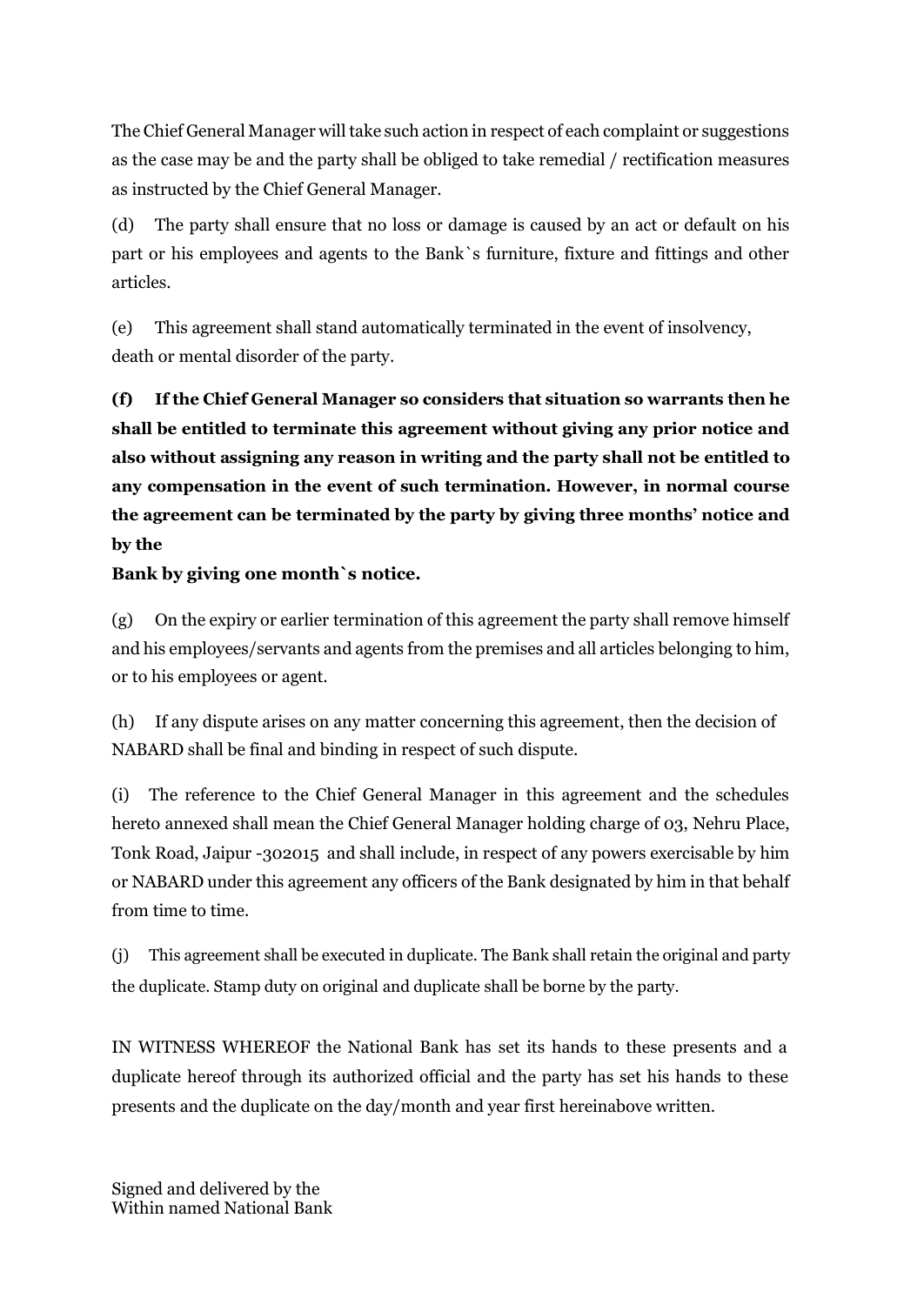The Chief General Manager will take such action in respect of each complaint or suggestions as the case may be and the party shall be obliged to take remedial / rectification measures as instructed by the Chief General Manager.

(d) The party shall ensure that no loss or damage is caused by an act or default on his part or his employees and agents to the Bank`s furniture, fixture and fittings and other articles.

(e) This agreement shall stand automatically terminated in the event of insolvency, death or mental disorder of the party.

**(f) If the Chief General Manager so considers that situation so warrants then he shall be entitled to terminate this agreement without giving any prior notice and also without assigning any reason in writing and the party shall not be entitled to any compensation in the event of such termination. However, in normal course the agreement can be terminated by the party by giving three months' notice and by the**

**Bank by giving one month`s notice.**

(g) On the expiry or earlier termination of this agreement the party shall remove himself and his employees/servants and agents from the premises and all articles belonging to him, or to his employees or agent.

(h) If any dispute arises on any matter concerning this agreement, then the decision of NABARD shall be final and binding in respect of such dispute.

(i) The reference to the Chief General Manager in this agreement and the schedules hereto annexed shall mean the Chief General Manager holding charge of 03, Nehru Place, Tonk Road, Jaipur -302015 and shall include, in respect of any powers exercisable by him or NABARD under this agreement any officers of the Bank designated by him in that behalf from time to time.

(j) This agreement shall be executed in duplicate. The Bank shall retain the original and party the duplicate. Stamp duty on original and duplicate shall be borne by the party.

IN WITNESS WHEREOF the National Bank has set its hands to these presents and a duplicate hereof through its authorized official and the party has set his hands to these presents and the duplicate on the day/month and year first hereinabove written.

Signed and delivered by the
Within named National Bank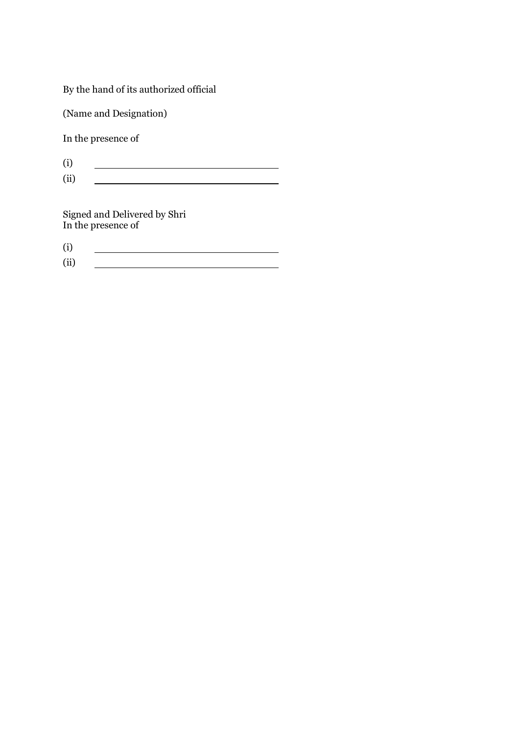By the hand of its authorized official

(Name and Designation)

In the presence of

(i) ________________________________

(ii) ________________________________

Signed and Delivered by Shri
In the presence of

(i) ________________________________

(ii) ________________________________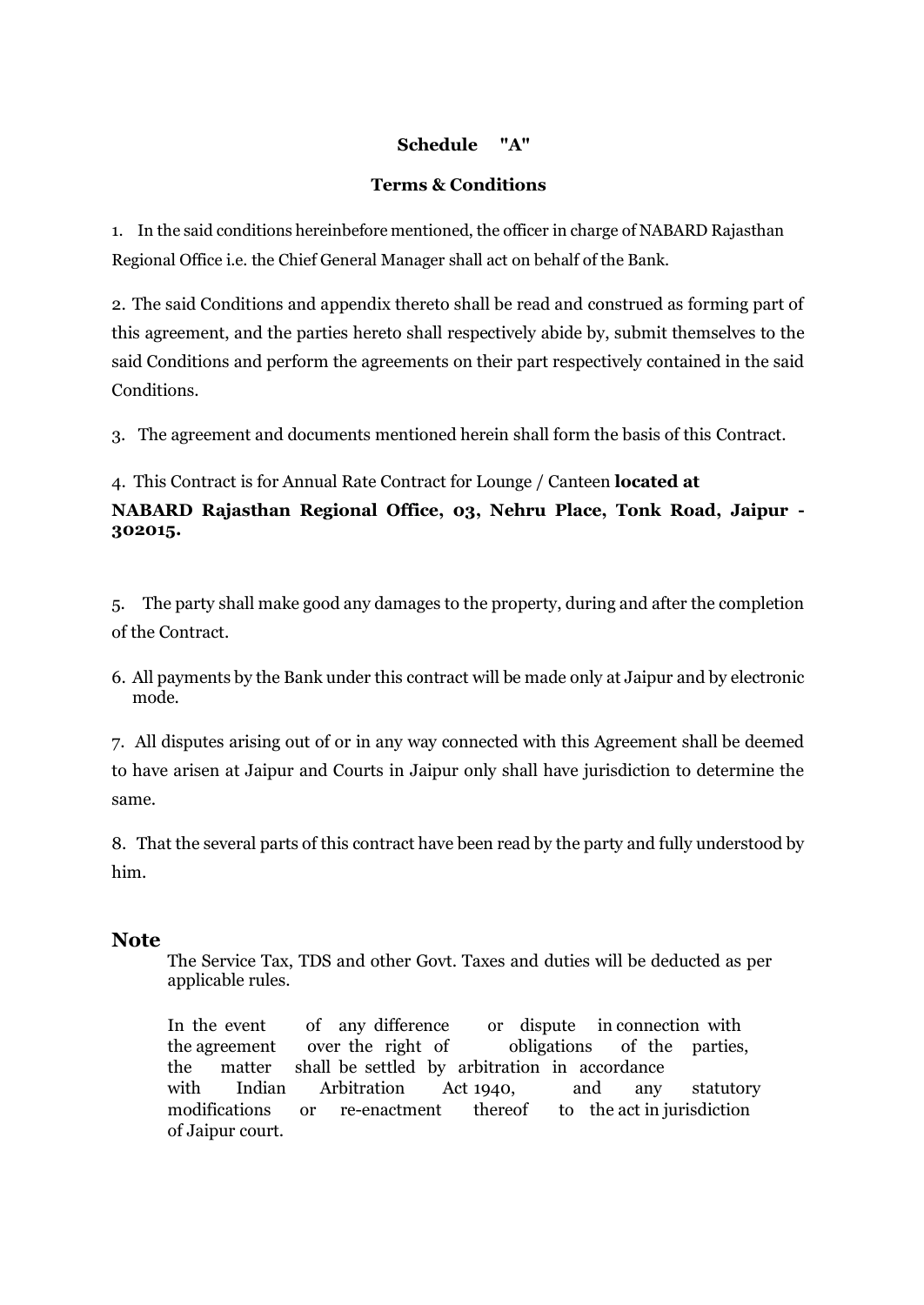**Schedule "A"**

**Terms & Conditions**

1. In the said conditions hereinbefore mentioned, the officer in charge of NABARD Rajasthan Regional Office i.e. the Chief General Manager shall act on behalf of the Bank.

2. The said Conditions and appendix thereto shall be read and construed as forming part of this agreement, and the parties hereto shall respectively abide by, submit themselves to the said Conditions and perform the agreements on their part respectively contained in the said Conditions.

3. The agreement and documents mentioned herein shall form the basis of this Contract.

4. This Contract is for Annual Rate Contract for Lounge / Canteen **located at NABARD Rajasthan Regional Office, 03, Nehru Place, Tonk Road, Jaipur - 302015.**

5. The party shall make good any damages to the property, during and after the completion of the Contract.

6. All payments by the Bank under this contract will be made only at Jaipur and by electronic mode.

7. All disputes arising out of or in any way connected with this Agreement shall be deemed to have arisen at Jaipur and Courts in Jaipur only shall have jurisdiction to determine the same.

8. That the several parts of this contract have been read by the party and fully understood by him.

## Note

The Service Tax, TDS and other Govt. Taxes and duties will be deducted as per applicable rules.

In the event of any difference or dispute in connection with the agreement over the right of obligations of the parties, the matter shall be settled by arbitration in accordance with Indian Arbitration Act 1940, and any statutory modifications or re-enactment thereof to the act in jurisdiction of Jaipur court.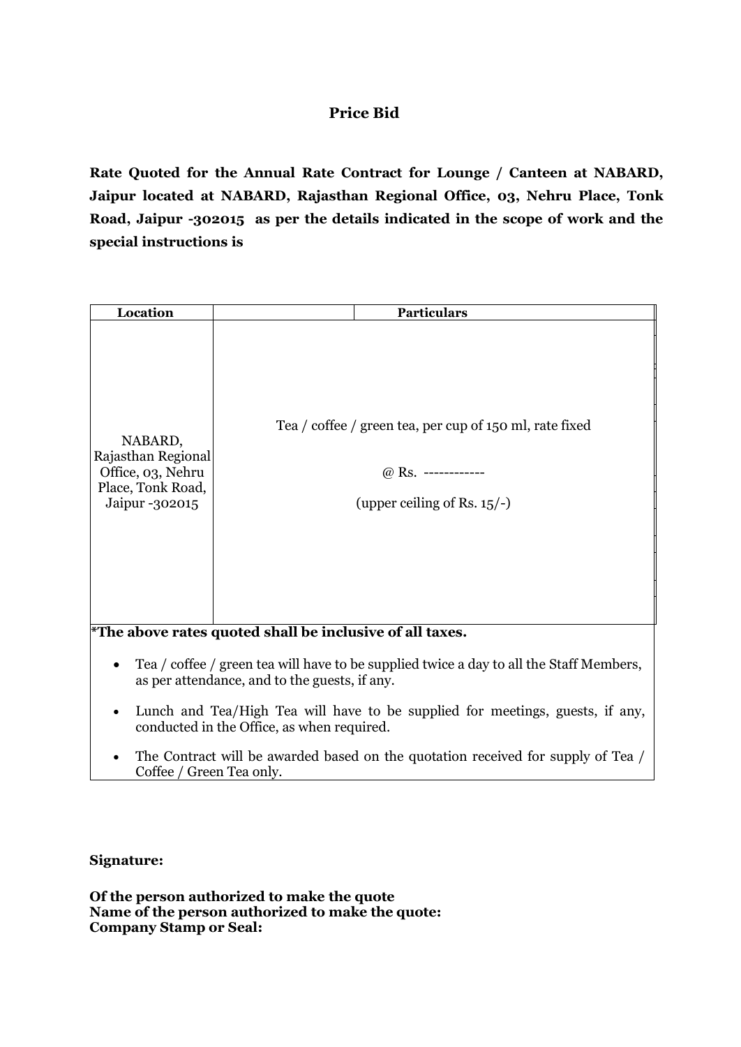**Price Bid**

**Rate Quoted for the Annual Rate Contract for Lounge / Canteen at NABARD, Jaipur located at NABARD, Rajasthan Regional Office, 03, Nehru Place, Tonk Road, Jaipur -302015 as per the details indicated in the scope of work and the special instructions is**

| Location | Particulars |
|---|---|
| NABARD, Rajasthan Regional Office, 03, Nehru Place, Tonk Road, Jaipur -302015 | Tea / coffee / green tea, per cup of 150 ml, rate fixed<br><br>@ Rs. ------------<br><br>(upper ceiling of Rs. 15/-) |

**\*The above rates quoted shall be inclusive of all taxes.**

- Tea / coffee / green tea will have to be supplied twice a day to all the Staff Members, as per attendance, and to the guests, if any.
- Lunch and Tea/High Tea will have to be supplied for meetings, guests, if any, conducted in the Office, as when required.
- The Contract will be awarded based on the quotation received for supply of Tea / Coffee / Green Tea only.

**Signature:**

**Of the person authorized to make the quote**
**Name of the person authorized to make the quote:**
**Company Stamp or Seal:**